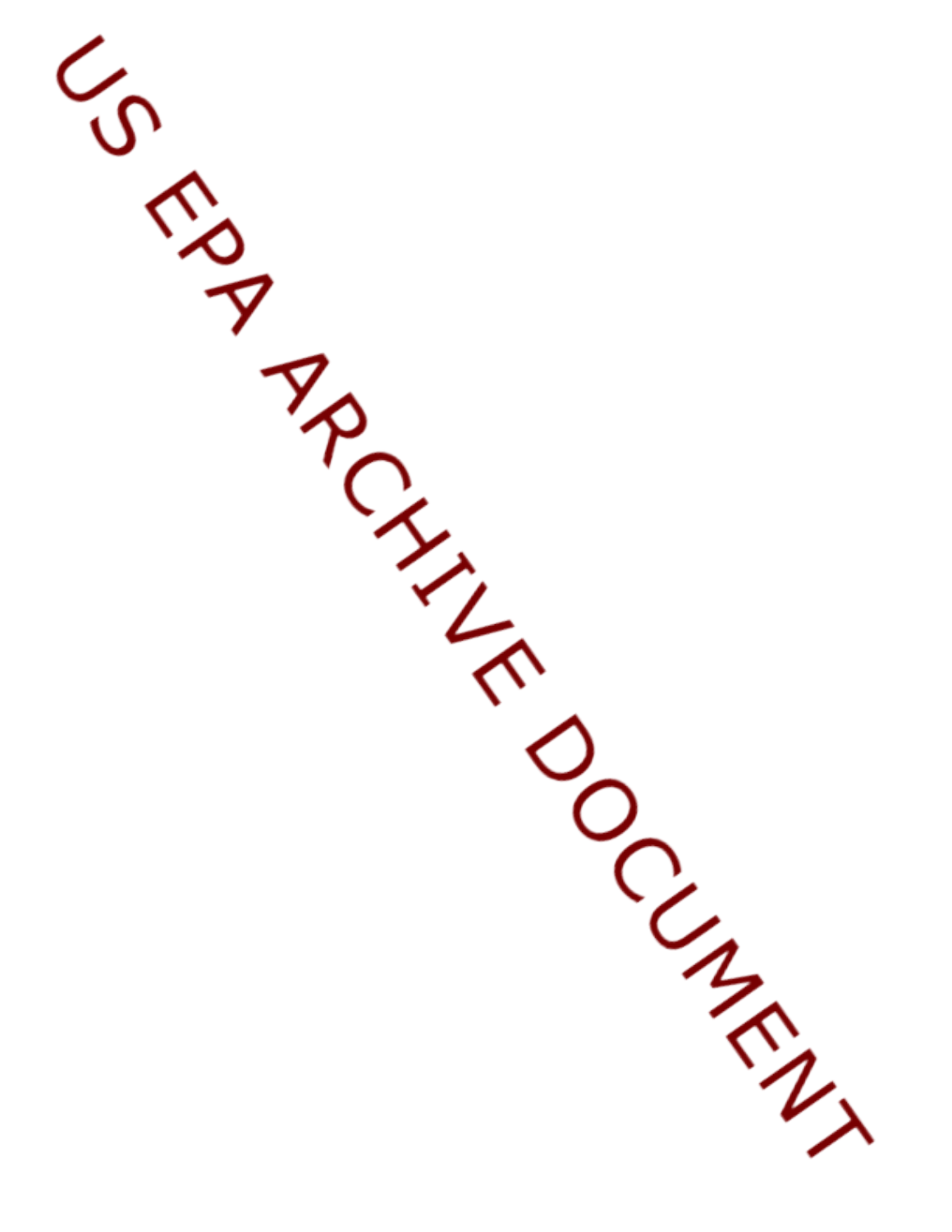US EPA ARCHIVE DOCUMENT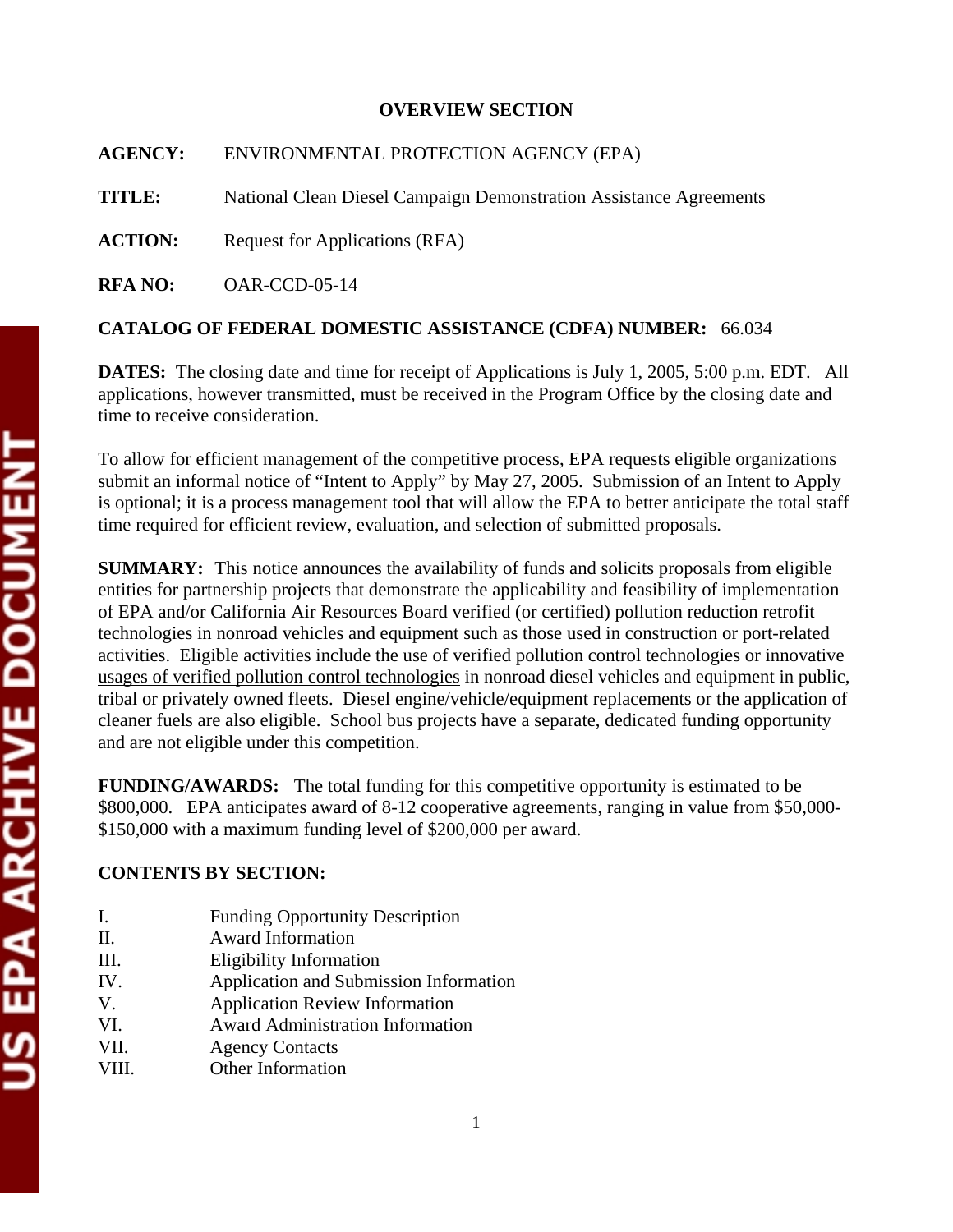# OVERVIEW SECTION

**AGENCY:** ENVIRONMENTAL PROTECTION AGENCY (EPA)

**TITLE:** National Clean Diesel Campaign Demonstration Assistance Agreements

**ACTION:** Request for Applications (RFA)

**RFA NO:** OAR-CCD-05-14

**CATALOG OF FEDERAL DOMESTIC ASSISTANCE (CDFA) NUMBER:** 66.034

**DATES:** The closing date and time for receipt of Applications is July 1, 2005, 5:00 p.m. EDT. All applications, however transmitted, must be received in the Program Office by the closing date and time to receive consideration.

To allow for efficient management of the competitive process, EPA requests eligible organizations submit an informal notice of "Intent to Apply" by May 27, 2005. Submission of an Intent to Apply is optional; it is a process management tool that will allow the EPA to better anticipate the total staff time required for efficient review, evaluation, and selection of submitted proposals.

**SUMMARY:** This notice announces the availability of funds and solicits proposals from eligible entities for partnership projects that demonstrate the applicability and feasibility of implementation of EPA and/or California Air Resources Board verified (or certified) pollution reduction retrofit technologies in nonroad vehicles and equipment such as those used in construction or port-related activities. Eligible activities include the use of verified pollution control technologies or <u>innovative usages of verified pollution control technologies</u> in nonroad diesel vehicles and equipment in public, tribal or privately owned fleets. Diesel engine/vehicle/equipment replacements or the application of cleaner fuels are also eligible. School bus projects have a separate, dedicated funding opportunity and are not eligible under this competition.

**FUNDING/AWARDS:** The total funding for this competitive opportunity is estimated to be \$800,000. EPA anticipates award of 8-12 cooperative agreements, ranging in value from \$50,000-\$150,000 with a maximum funding level of \$200,000 per award.

**CONTENTS BY SECTION:**

I. Funding Opportunity Description
II. Award Information
III. Eligibility Information
IV. Application and Submission Information
V. Application Review Information
VI. Award Administration Information
VII. Agency Contacts
VIII. Other Information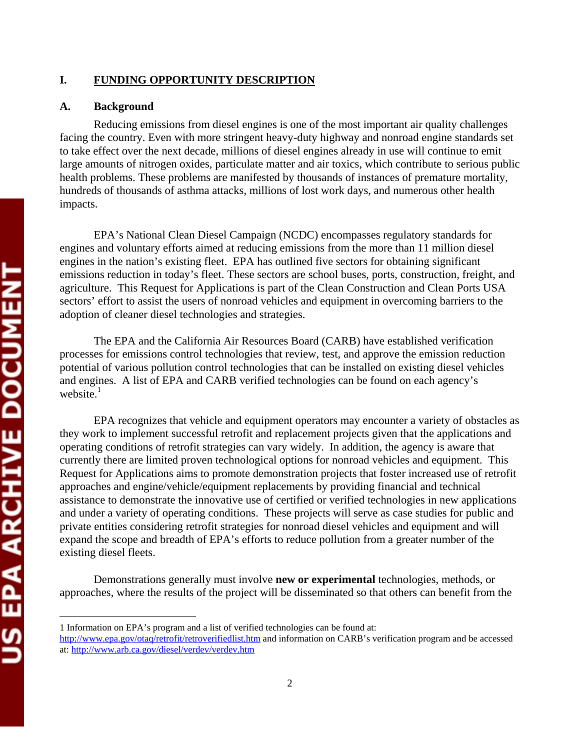## I. FUNDING OPPORTUNITY DESCRIPTION

### A. Background

Reducing emissions from diesel engines is one of the most important air quality challenges facing the country. Even with more stringent heavy-duty highway and nonroad engine standards set to take effect over the next decade, millions of diesel engines already in use will continue to emit large amounts of nitrogen oxides, particulate matter and air toxics, which contribute to serious public health problems. These problems are manifested by thousands of instances of premature mortality, hundreds of thousands of asthma attacks, millions of lost work days, and numerous other health impacts.

EPA's National Clean Diesel Campaign (NCDC) encompasses regulatory standards for engines and voluntary efforts aimed at reducing emissions from the more than 11 million diesel engines in the nation's existing fleet. EPA has outlined five sectors for obtaining significant emissions reduction in today's fleet. These sectors are school buses, ports, construction, freight, and agriculture. This Request for Applications is part of the Clean Construction and Clean Ports USA sectors' effort to assist the users of nonroad vehicles and equipment in overcoming barriers to the adoption of cleaner diesel technologies and strategies.

The EPA and the California Air Resources Board (CARB) have established verification processes for emissions control technologies that review, test, and approve the emission reduction potential of various pollution control technologies that can be installed on existing diesel vehicles and engines. A list of EPA and CARB verified technologies can be found on each agency's website.[1]

EPA recognizes that vehicle and equipment operators may encounter a variety of obstacles as they work to implement successful retrofit and replacement projects given that the applications and operating conditions of retrofit strategies can vary widely. In addition, the agency is aware that currently there are limited proven technological options for nonroad vehicles and equipment. This Request for Applications aims to promote demonstration projects that foster increased use of retrofit approaches and engine/vehicle/equipment replacements by providing financial and technical assistance to demonstrate the innovative use of certified or verified technologies in new applications and under a variety of operating conditions. These projects will serve as case studies for public and private entities considering retrofit strategies for nonroad diesel vehicles and equipment and will expand the scope and breadth of EPA's efforts to reduce pollution from a greater number of the existing diesel fleets.

Demonstrations generally must involve **new or experimental** technologies, methods, or approaches, where the results of the project will be disseminated so that others can benefit from the

---

1 Information on EPA's program and a list of verified technologies can be found at: http://www.epa.gov/otaq/retrofit/retroverifiedlist.htm and information on CARB's verification program and be accessed at: http://www.arb.ca.gov/diesel/verdev/verdev.htm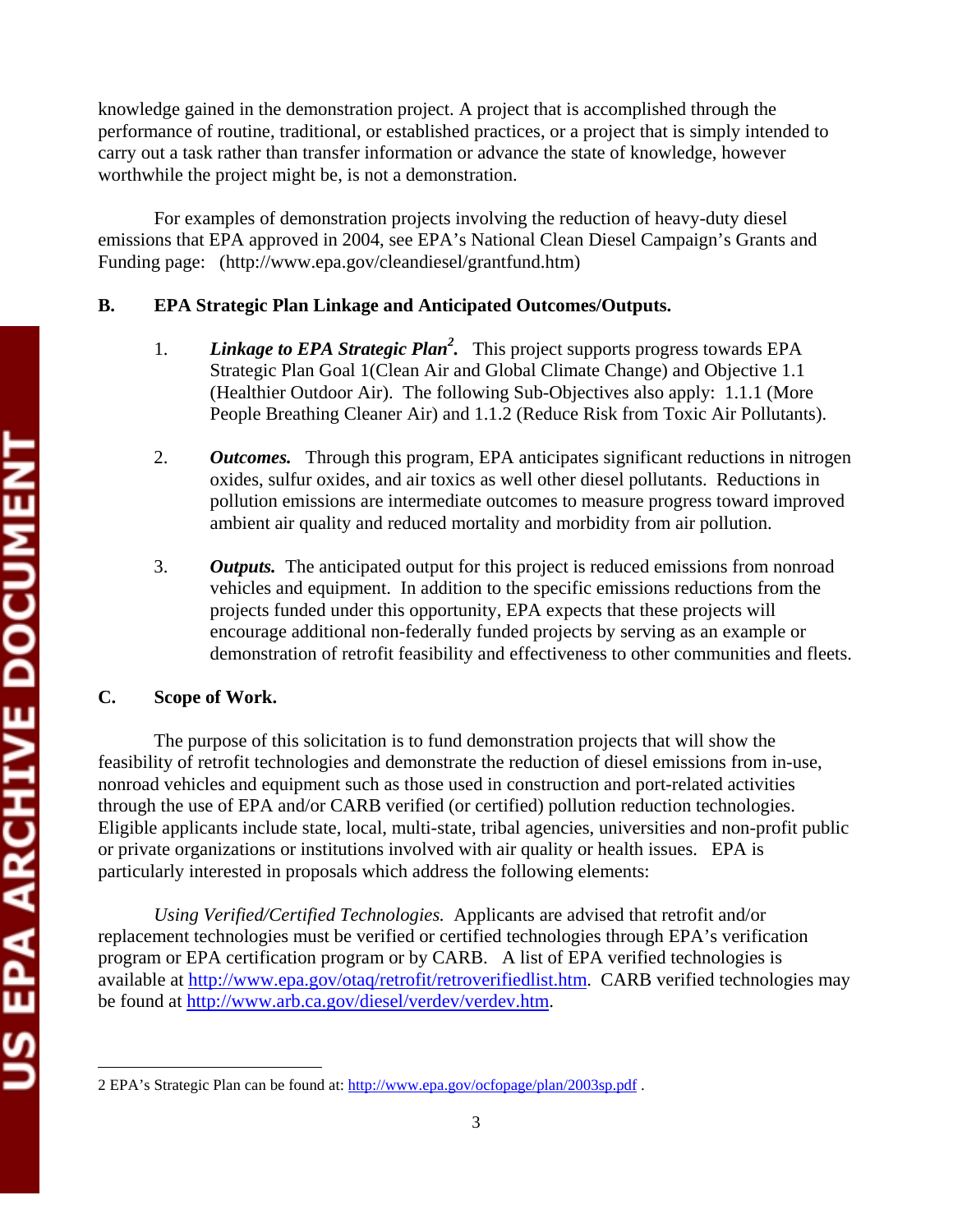knowledge gained in the demonstration project. A project that is accomplished through the performance of routine, traditional, or established practices, or a project that is simply intended to carry out a task rather than transfer information or advance the state of knowledge, however worthwhile the project might be, is not a demonstration.

For examples of demonstration projects involving the reduction of heavy-duty diesel emissions that EPA approved in 2004, see EPA's National Clean Diesel Campaign's Grants and Funding page: (http://www.epa.gov/cleandiesel/grantfund.htm)

## B. EPA Strategic Plan Linkage and Anticipated Outcomes/Outputs.

1. ***Linkage to EPA Strategic Plan[2].*** This project supports progress towards EPA Strategic Plan Goal 1(Clean Air and Global Climate Change) and Objective 1.1 (Healthier Outdoor Air). The following Sub-Objectives also apply: 1.1.1 (More People Breathing Cleaner Air) and 1.1.2 (Reduce Risk from Toxic Air Pollutants).

2. ***Outcomes.*** Through this program, EPA anticipates significant reductions in nitrogen oxides, sulfur oxides, and air toxics as well other diesel pollutants. Reductions in pollution emissions are intermediate outcomes to measure progress toward improved ambient air quality and reduced mortality and morbidity from air pollution.

3. ***Outputs.*** The anticipated output for this project is reduced emissions from nonroad vehicles and equipment. In addition to the specific emissions reductions from the projects funded under this opportunity, EPA expects that these projects will encourage additional non-federally funded projects by serving as an example or demonstration of retrofit feasibility and effectiveness to other communities and fleets.

## C. Scope of Work.

The purpose of this solicitation is to fund demonstration projects that will show the feasibility of retrofit technologies and demonstrate the reduction of diesel emissions from in-use, nonroad vehicles and equipment such as those used in construction and port-related activities through the use of EPA and/or CARB verified (or certified) pollution reduction technologies. Eligible applicants include state, local, multi-state, tribal agencies, universities and non-profit public or private organizations or institutions involved with air quality or health issues. EPA is particularly interested in proposals which address the following elements:

*Using Verified/Certified Technologies.* Applicants are advised that retrofit and/or replacement technologies must be verified or certified technologies through EPA's verification program or EPA certification program or by CARB. A list of EPA verified technologies is available at http://www.epa.gov/otaq/retrofit/retroverifiedlist.htm. CARB verified technologies may be found at http://www.arb.ca.gov/diesel/verdev/verdev.htm.

---

2 EPA's Strategic Plan can be found at: http://www.epa.gov/ocfopage/plan/2003sp.pdf .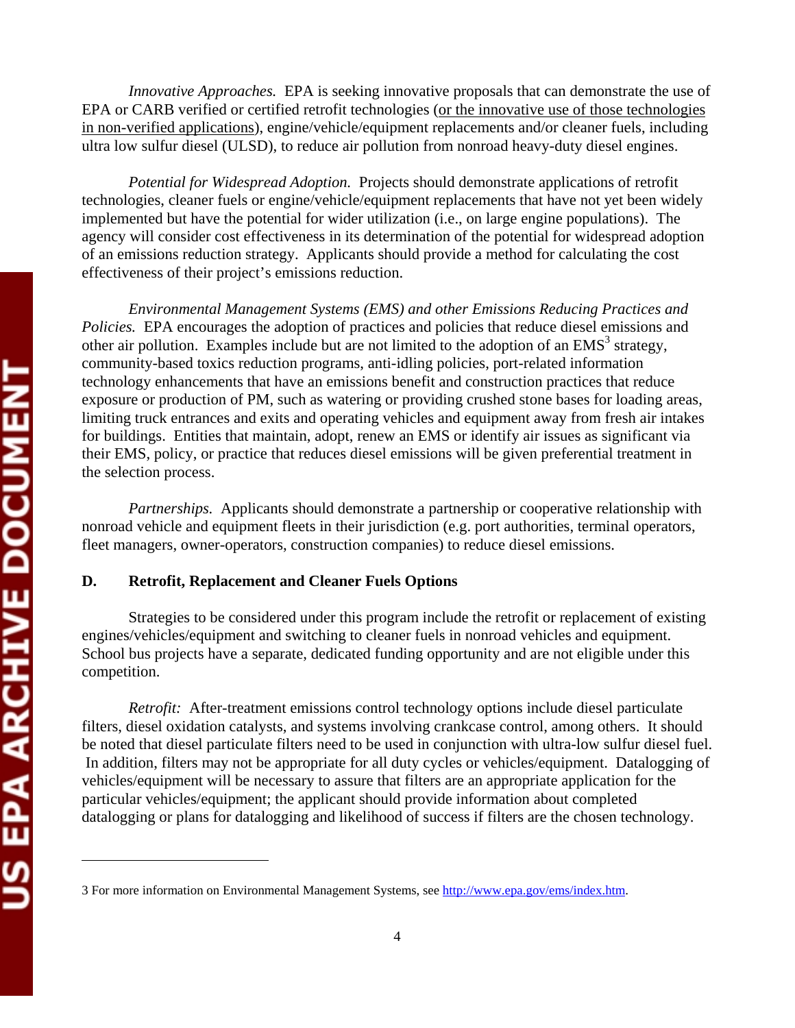*Innovative Approaches.* EPA is seeking innovative proposals that can demonstrate the use of EPA or CARB verified or certified retrofit technologies (<u>or the innovative use of those technologies in non-verified applications</u>), engine/vehicle/equipment replacements and/or cleaner fuels, including ultra low sulfur diesel (ULSD), to reduce air pollution from nonroad heavy-duty diesel engines.

*Potential for Widespread Adoption.* Projects should demonstrate applications of retrofit technologies, cleaner fuels or engine/vehicle/equipment replacements that have not yet been widely implemented but have the potential for wider utilization (i.e., on large engine populations). The agency will consider cost effectiveness in its determination of the potential for widespread adoption of an emissions reduction strategy. Applicants should provide a method for calculating the cost effectiveness of their project's emissions reduction.

*Environmental Management Systems (EMS) and other Emissions Reducing Practices and Policies.* EPA encourages the adoption of practices and policies that reduce diesel emissions and other air pollution. Examples include but are not limited to the adoption of an EMS[3] strategy, community-based toxics reduction programs, anti-idling policies, port-related information technology enhancements that have an emissions benefit and construction practices that reduce exposure or production of PM, such as watering or providing crushed stone bases for loading areas, limiting truck entrances and exits and operating vehicles and equipment away from fresh air intakes for buildings. Entities that maintain, adopt, renew an EMS or identify air issues as significant via their EMS, policy, or practice that reduces diesel emissions will be given preferential treatment in the selection process.

*Partnerships.* Applicants should demonstrate a partnership or cooperative relationship with nonroad vehicle and equipment fleets in their jurisdiction (e.g. port authorities, terminal operators, fleet managers, owner-operators, construction companies) to reduce diesel emissions.

### D. Retrofit, Replacement and Cleaner Fuels Options

Strategies to be considered under this program include the retrofit or replacement of existing engines/vehicles/equipment and switching to cleaner fuels in nonroad vehicles and equipment. School bus projects have a separate, dedicated funding opportunity and are not eligible under this competition.

*Retrofit:* After-treatment emissions control technology options include diesel particulate filters, diesel oxidation catalysts, and systems involving crankcase control, among others. It should be noted that diesel particulate filters need to be used in conjunction with ultra-low sulfur diesel fuel. In addition, filters may not be appropriate for all duty cycles or vehicles/equipment. Datalogging of vehicles/equipment will be necessary to assure that filters are an appropriate application for the particular vehicles/equipment; the applicant should provide information about completed datalogging or plans for datalogging and likelihood of success if filters are the chosen technology.

---

3 For more information on Environmental Management Systems, see http://www.epa.gov/ems/index.htm.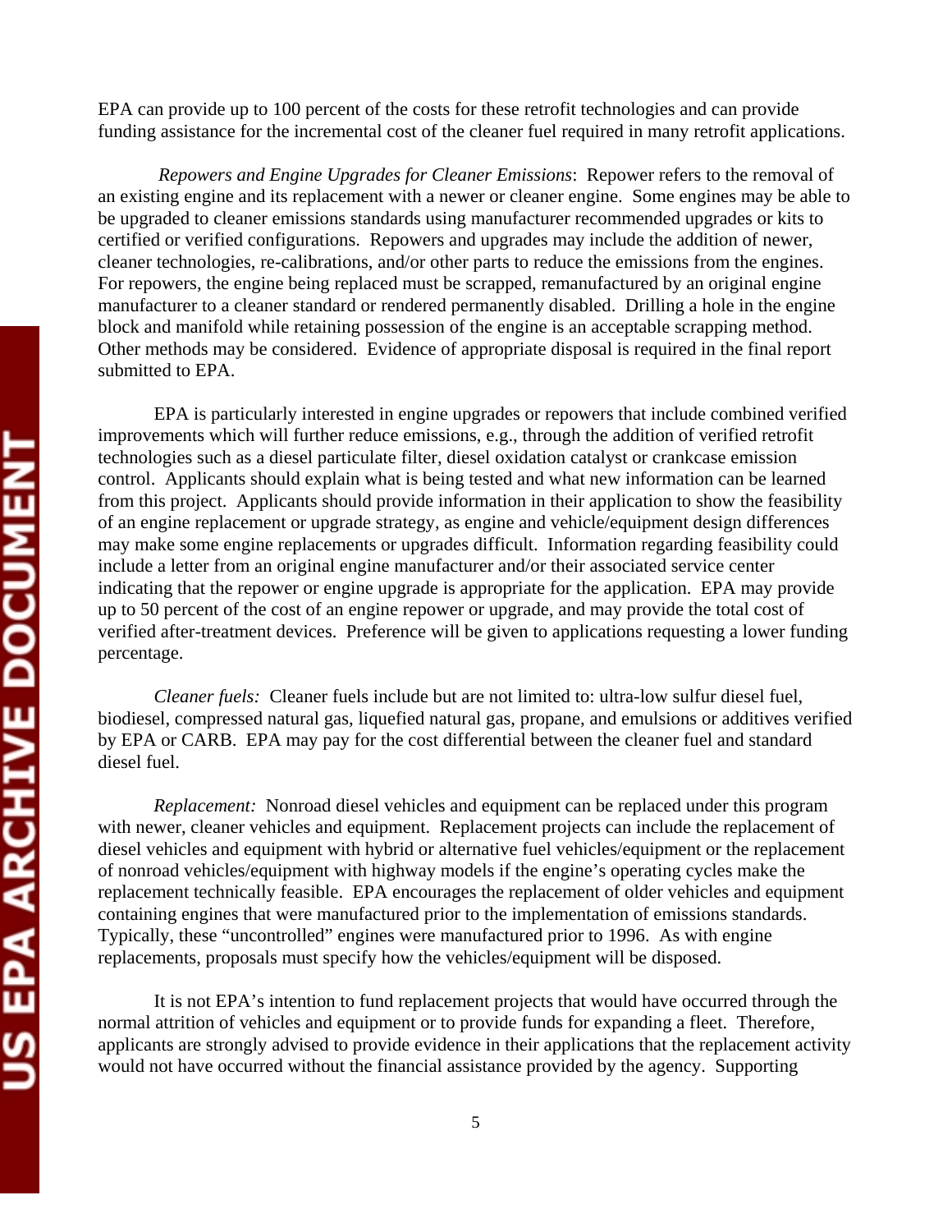EPA can provide up to 100 percent of the costs for these retrofit technologies and can provide funding assistance for the incremental cost of the cleaner fuel required in many retrofit applications.

*Repowers and Engine Upgrades for Cleaner Emissions*: Repower refers to the removal of an existing engine and its replacement with a newer or cleaner engine. Some engines may be able to be upgraded to cleaner emissions standards using manufacturer recommended upgrades or kits to certified or verified configurations. Repowers and upgrades may include the addition of newer, cleaner technologies, re-calibrations, and/or other parts to reduce the emissions from the engines. For repowers, the engine being replaced must be scrapped, remanufactured by an original engine manufacturer to a cleaner standard or rendered permanently disabled. Drilling a hole in the engine block and manifold while retaining possession of the engine is an acceptable scrapping method. Other methods may be considered. Evidence of appropriate disposal is required in the final report submitted to EPA.

EPA is particularly interested in engine upgrades or repowers that include combined verified improvements which will further reduce emissions, e.g., through the addition of verified retrofit technologies such as a diesel particulate filter, diesel oxidation catalyst or crankcase emission control. Applicants should explain what is being tested and what new information can be learned from this project. Applicants should provide information in their application to show the feasibility of an engine replacement or upgrade strategy, as engine and vehicle/equipment design differences may make some engine replacements or upgrades difficult. Information regarding feasibility could include a letter from an original engine manufacturer and/or their associated service center indicating that the repower or engine upgrade is appropriate for the application. EPA may provide up to 50 percent of the cost of an engine repower or upgrade, and may provide the total cost of verified after-treatment devices. Preference will be given to applications requesting a lower funding percentage.

*Cleaner fuels:* Cleaner fuels include but are not limited to: ultra-low sulfur diesel fuel, biodiesel, compressed natural gas, liquefied natural gas, propane, and emulsions or additives verified by EPA or CARB. EPA may pay for the cost differential between the cleaner fuel and standard diesel fuel.

*Replacement:* Nonroad diesel vehicles and equipment can be replaced under this program with newer, cleaner vehicles and equipment. Replacement projects can include the replacement of diesel vehicles and equipment with hybrid or alternative fuel vehicles/equipment or the replacement of nonroad vehicles/equipment with highway models if the engine's operating cycles make the replacement technically feasible. EPA encourages the replacement of older vehicles and equipment containing engines that were manufactured prior to the implementation of emissions standards. Typically, these "uncontrolled" engines were manufactured prior to 1996. As with engine replacements, proposals must specify how the vehicles/equipment will be disposed.

It is not EPA's intention to fund replacement projects that would have occurred through the normal attrition of vehicles and equipment or to provide funds for expanding a fleet. Therefore, applicants are strongly advised to provide evidence in their applications that the replacement activity would not have occurred without the financial assistance provided by the agency. Supporting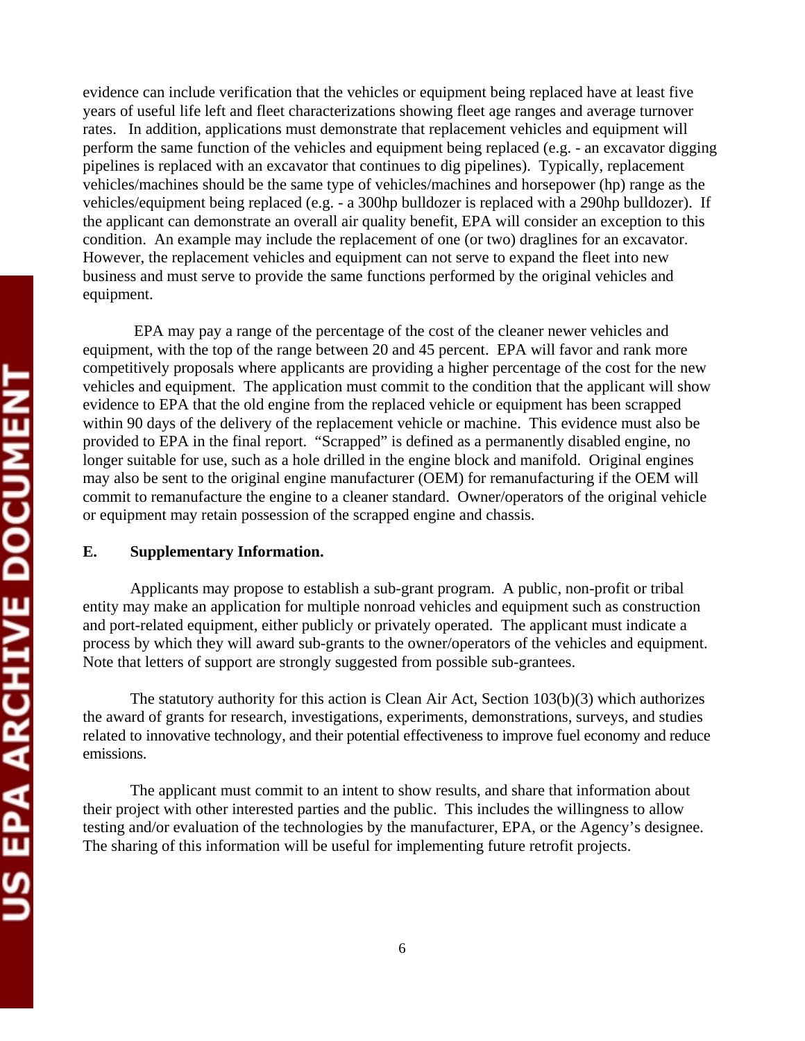evidence can include verification that the vehicles or equipment being replaced have at least five years of useful life left and fleet characterizations showing fleet age ranges and average turnover rates. In addition, applications must demonstrate that replacement vehicles and equipment will perform the same function of the vehicles and equipment being replaced (e.g. - an excavator digging pipelines is replaced with an excavator that continues to dig pipelines). Typically, replacement vehicles/machines should be the same type of vehicles/machines and horsepower (hp) range as the vehicles/equipment being replaced (e.g. - a 300hp bulldozer is replaced with a 290hp bulldozer). If the applicant can demonstrate an overall air quality benefit, EPA will consider an exception to this condition. An example may include the replacement of one (or two) draglines for an excavator. However, the replacement vehicles and equipment can not serve to expand the fleet into new business and must serve to provide the same functions performed by the original vehicles and equipment.

EPA may pay a range of the percentage of the cost of the cleaner newer vehicles and equipment, with the top of the range between 20 and 45 percent. EPA will favor and rank more competitively proposals where applicants are providing a higher percentage of the cost for the new vehicles and equipment. The application must commit to the condition that the applicant will show evidence to EPA that the old engine from the replaced vehicle or equipment has been scrapped within 90 days of the delivery of the replacement vehicle or machine. This evidence must also be provided to EPA in the final report. "Scrapped" is defined as a permanently disabled engine, no longer suitable for use, such as a hole drilled in the engine block and manifold. Original engines may also be sent to the original engine manufacturer (OEM) for remanufacturing if the OEM will commit to remanufacture the engine to a cleaner standard. Owner/operators of the original vehicle or equipment may retain possession of the scrapped engine and chassis.

**E. Supplementary Information.**

Applicants may propose to establish a sub-grant program. A public, non-profit or tribal entity may make an application for multiple nonroad vehicles and equipment such as construction and port-related equipment, either publicly or privately operated. The applicant must indicate a process by which they will award sub-grants to the owner/operators of the vehicles and equipment. Note that letters of support are strongly suggested from possible sub-grantees.

The statutory authority for this action is Clean Air Act, Section 103(b)(3) which authorizes the award of grants for research, investigations, experiments, demonstrations, surveys, and studies related to innovative technology, and their potential effectiveness to improve fuel economy and reduce emissions.

The applicant must commit to an intent to show results, and share that information about their project with other interested parties and the public. This includes the willingness to allow testing and/or evaluation of the technologies by the manufacturer, EPA, or the Agency's designee. The sharing of this information will be useful for implementing future retrofit projects.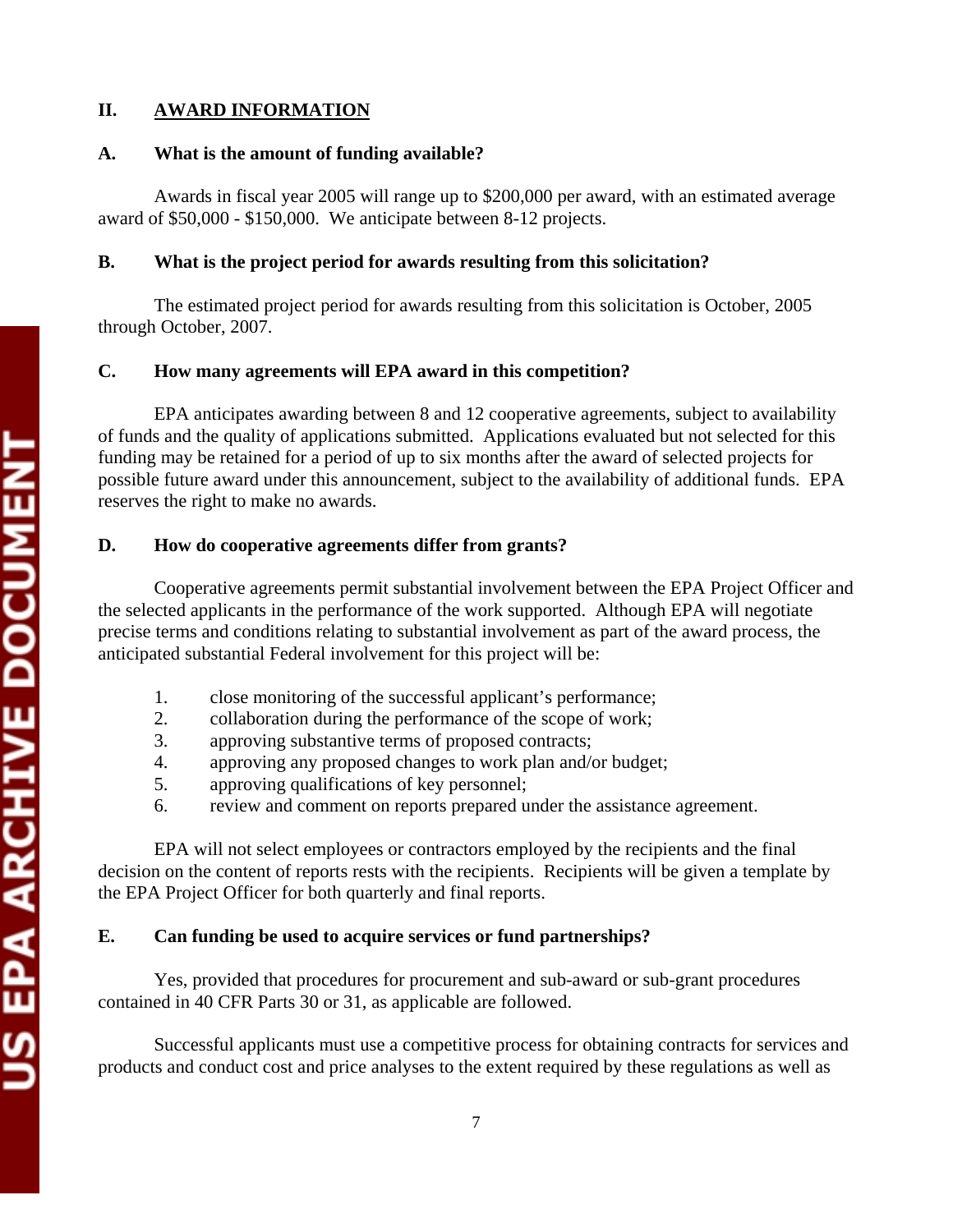## II. AWARD INFORMATION

### A. What is the amount of funding available?

Awards in fiscal year 2005 will range up to $200,000 per award, with an estimated average award of $50,000 - $150,000. We anticipate between 8-12 projects.

### B. What is the project period for awards resulting from this solicitation?

The estimated project period for awards resulting from this solicitation is October, 2005 through October, 2007.

### C. How many agreements will EPA award in this competition?

EPA anticipates awarding between 8 and 12 cooperative agreements, subject to availability of funds and the quality of applications submitted. Applications evaluated but not selected for this funding may be retained for a period of up to six months after the award of selected projects for possible future award under this announcement, subject to the availability of additional funds. EPA reserves the right to make no awards.

### D. How do cooperative agreements differ from grants?

Cooperative agreements permit substantial involvement between the EPA Project Officer and the selected applicants in the performance of the work supported. Although EPA will negotiate precise terms and conditions relating to substantial involvement as part of the award process, the anticipated substantial Federal involvement for this project will be:

1. close monitoring of the successful applicant's performance;
2. collaboration during the performance of the scope of work;
3. approving substantive terms of proposed contracts;
4. approving any proposed changes to work plan and/or budget;
5. approving qualifications of key personnel;
6. review and comment on reports prepared under the assistance agreement.

EPA will not select employees or contractors employed by the recipients and the final decision on the content of reports rests with the recipients. Recipients will be given a template by the EPA Project Officer for both quarterly and final reports.

### E. Can funding be used to acquire services or fund partnerships?

Yes, provided that procedures for procurement and sub-award or sub-grant procedures contained in 40 CFR Parts 30 or 31, as applicable are followed.

Successful applicants must use a competitive process for obtaining contracts for services and products and conduct cost and price analyses to the extent required by these regulations as well as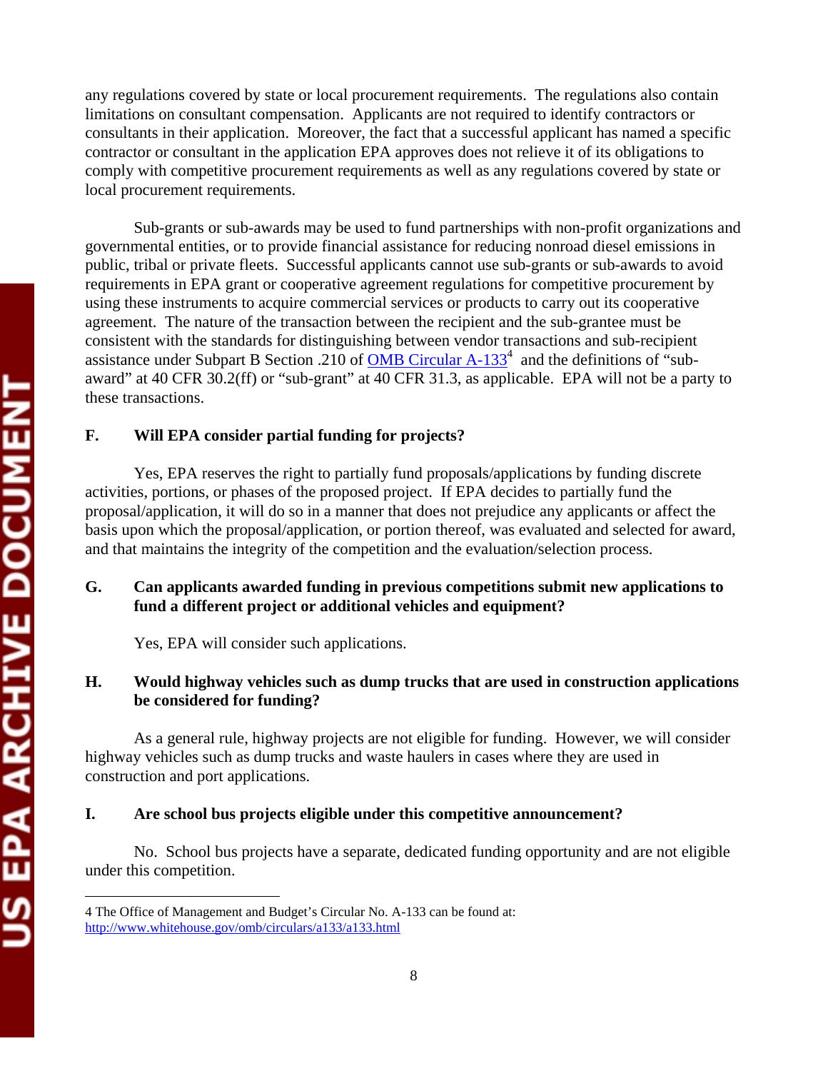any regulations covered by state or local procurement requirements. The regulations also contain limitations on consultant compensation. Applicants are not required to identify contractors or consultants in their application. Moreover, the fact that a successful applicant has named a specific contractor or consultant in the application EPA approves does not relieve it of its obligations to comply with competitive procurement requirements as well as any regulations covered by state or local procurement requirements.

Sub-grants or sub-awards may be used to fund partnerships with non-profit organizations and governmental entities, or to provide financial assistance for reducing nonroad diesel emissions in public, tribal or private fleets. Successful applicants cannot use sub-grants or sub-awards to avoid requirements in EPA grant or cooperative agreement regulations for competitive procurement by using these instruments to acquire commercial services or products to carry out its cooperative agreement. The nature of the transaction between the recipient and the sub-grantee must be consistent with the standards for distinguishing between vendor transactions and sub-recipient assistance under Subpart B Section .210 of [OMB Circular A-133](http://www.whitehouse.gov/omb/circulars/a133/a133.html)[4] and the definitions of "sub-award" at 40 CFR 30.2(ff) or "sub-grant" at 40 CFR 31.3, as applicable. EPA will not be a party to these transactions.

### F. Will EPA consider partial funding for projects?

Yes, EPA reserves the right to partially fund proposals/applications by funding discrete activities, portions, or phases of the proposed project. If EPA decides to partially fund the proposal/application, it will do so in a manner that does not prejudice any applicants or affect the basis upon which the proposal/application, or portion thereof, was evaluated and selected for award, and that maintains the integrity of the competition and the evaluation/selection process.

### G. Can applicants awarded funding in previous competitions submit new applications to fund a different project or additional vehicles and equipment?

Yes, EPA will consider such applications.

### H. Would highway vehicles such as dump trucks that are used in construction applications be considered for funding?

As a general rule, highway projects are not eligible for funding. However, we will consider highway vehicles such as dump trucks and waste haulers in cases where they are used in construction and port applications.

### I. Are school bus projects eligible under this competitive announcement?

No. School bus projects have a separate, dedicated funding opportunity and are not eligible under this competition.

---

4 The Office of Management and Budget's Circular No. A-133 can be found at: http://www.whitehouse.gov/omb/circulars/a133/a133.html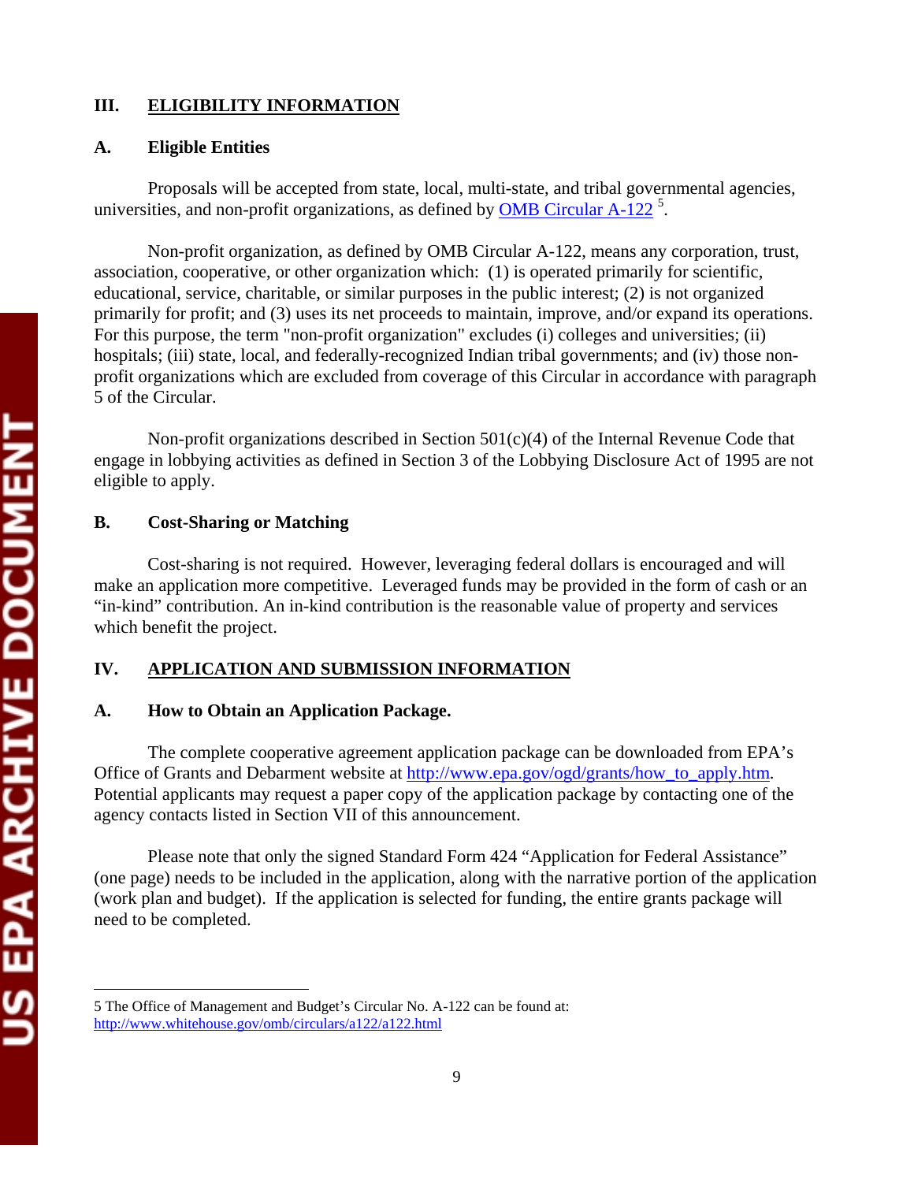## III. ELIGIBILITY INFORMATION

### A. Eligible Entities

Proposals will be accepted from state, local, multi-state, and tribal governmental agencies, universities, and non-profit organizations, as defined by [OMB Circular A-122](http://www.whitehouse.gov/omb/circulars/a122/a122.html) [5].

Non-profit organization, as defined by OMB Circular A-122, means any corporation, trust, association, cooperative, or other organization which: (1) is operated primarily for scientific, educational, service, charitable, or similar purposes in the public interest; (2) is not organized primarily for profit; and (3) uses its net proceeds to maintain, improve, and/or expand its operations. For this purpose, the term "non-profit organization" excludes (i) colleges and universities; (ii) hospitals; (iii) state, local, and federally-recognized Indian tribal governments; and (iv) those non-profit organizations which are excluded from coverage of this Circular in accordance with paragraph 5 of the Circular.

Non-profit organizations described in Section 501(c)(4) of the Internal Revenue Code that engage in lobbying activities as defined in Section 3 of the Lobbying Disclosure Act of 1995 are not eligible to apply.

### B. Cost-Sharing or Matching

Cost-sharing is not required. However, leveraging federal dollars is encouraged and will make an application more competitive. Leveraged funds may be provided in the form of cash or an "in-kind" contribution. An in-kind contribution is the reasonable value of property and services which benefit the project.

## IV. APPLICATION AND SUBMISSION INFORMATION

### A. How to Obtain an Application Package.

The complete cooperative agreement application package can be downloaded from EPA's Office of Grants and Debarment website at http://www.epa.gov/ogd/grants/how_to_apply.htm. Potential applicants may request a paper copy of the application package by contacting one of the agency contacts listed in Section VII of this announcement.

Please note that only the signed Standard Form 424 "Application for Federal Assistance" (one page) needs to be included in the application, along with the narrative portion of the application (work plan and budget). If the application is selected for funding, the entire grants package will need to be completed.

---

5 The Office of Management and Budget's Circular No. A-122 can be found at: http://www.whitehouse.gov/omb/circulars/a122/a122.html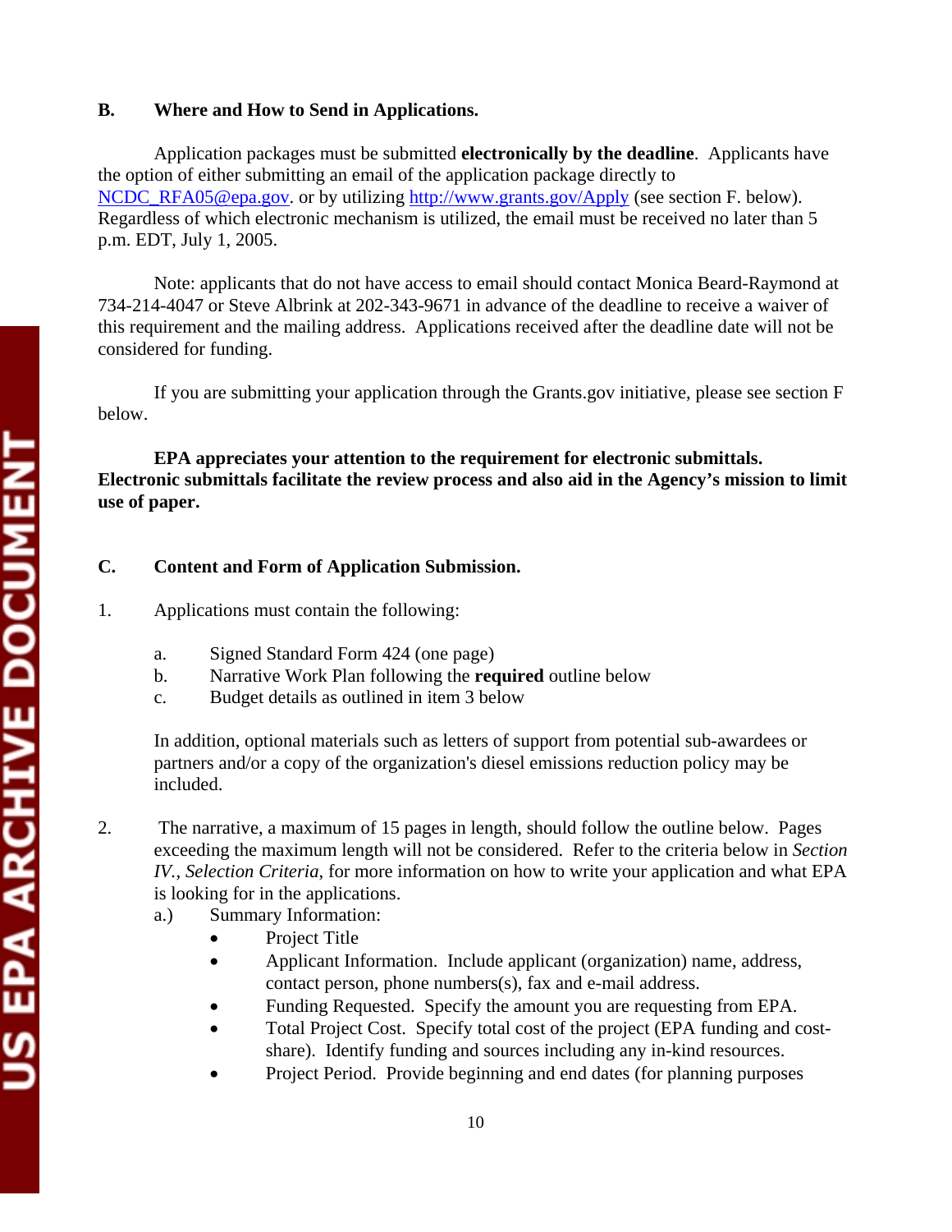### B. Where and How to Send in Applications.

Application packages must be submitted **electronically by the deadline**. Applicants have the option of either submitting an email of the application package directly to NCDC_RFA05@epa.gov. or by utilizing http://www.grants.gov/Apply (see section F. below). Regardless of which electronic mechanism is utilized, the email must be received no later than 5 p.m. EDT, July 1, 2005.

Note: applicants that do not have access to email should contact Monica Beard-Raymond at 734-214-4047 or Steve Albrink at 202-343-9671 in advance of the deadline to receive a waiver of this requirement and the mailing address. Applications received after the deadline date will not be considered for funding.

If you are submitting your application through the Grants.gov initiative, please see section F below.

**EPA appreciates your attention to the requirement for electronic submittals. Electronic submittals facilitate the review process and also aid in the Agency's mission to limit use of paper.**

### C. Content and Form of Application Submission.

1. Applications must contain the following:

   a. Signed Standard Form 424 (one page)
   b. Narrative Work Plan following the **required** outline below
   c. Budget details as outlined in item 3 below

   In addition, optional materials such as letters of support from potential sub-awardees or partners and/or a copy of the organization's diesel emissions reduction policy may be included.

2. The narrative, a maximum of 15 pages in length, should follow the outline below. Pages exceeding the maximum length will not be considered. Refer to the criteria below in *Section IV., Selection Criteria*, for more information on how to write your application and what EPA is looking for in the applications.

   a.) Summary Information:
   - Project Title
   - Applicant Information. Include applicant (organization) name, address, contact person, phone numbers(s), fax and e-mail address.
   - Funding Requested. Specify the amount you are requesting from EPA.
   - Total Project Cost. Specify total cost of the project (EPA funding and cost-share). Identify funding and sources including any in-kind resources.
   - Project Period. Provide beginning and end dates (for planning purposes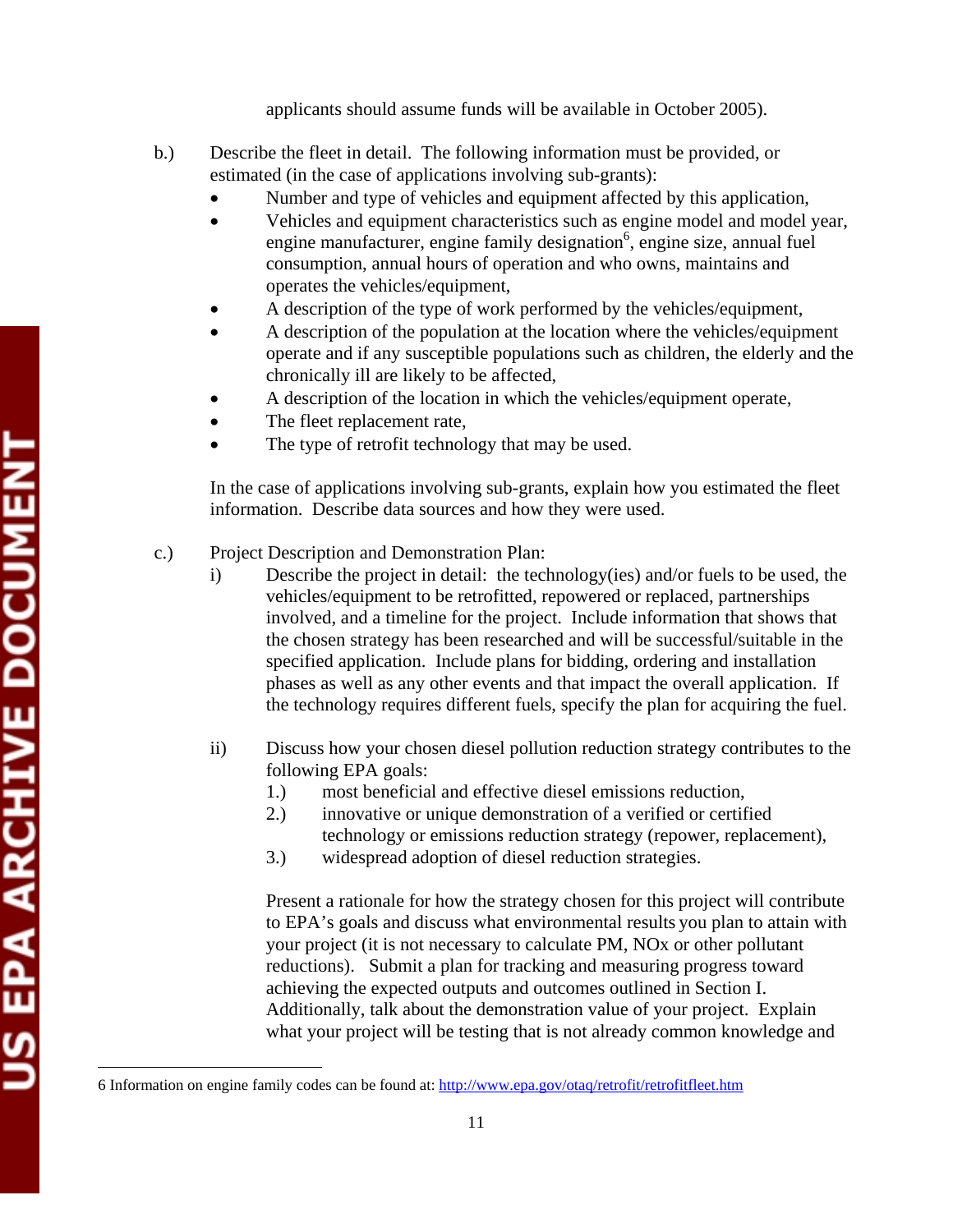applicants should assume funds will be available in October 2005).

b.) Describe the fleet in detail. The following information must be provided, or estimated (in the case of applications involving sub-grants):

- Number and type of vehicles and equipment affected by this application,
- Vehicles and equipment characteristics such as engine model and model year, engine manufacturer, engine family designation[6], engine size, annual fuel consumption, annual hours of operation and who owns, maintains and operates the vehicles/equipment,
- A description of the type of work performed by the vehicles/equipment,
- A description of the population at the location where the vehicles/equipment operate and if any susceptible populations such as children, the elderly and the chronically ill are likely to be affected,
- A description of the location in which the vehicles/equipment operate,
- The fleet replacement rate,
- The type of retrofit technology that may be used.

In the case of applications involving sub-grants, explain how you estimated the fleet information. Describe data sources and how they were used.

c.) Project Description and Demonstration Plan:

i) Describe the project in detail: the technology(ies) and/or fuels to be used, the vehicles/equipment to be retrofitted, repowered or replaced, partnerships involved, and a timeline for the project. Include information that shows that the chosen strategy has been researched and will be successful/suitable in the specified application. Include plans for bidding, ordering and installation phases as well as any other events and that impact the overall application. If the technology requires different fuels, specify the plan for acquiring the fuel.

ii) Discuss how your chosen diesel pollution reduction strategy contributes to the following EPA goals:

1.) most beneficial and effective diesel emissions reduction,
2.) innovative or unique demonstration of a verified or certified technology or emissions reduction strategy (repower, replacement),
3.) widespread adoption of diesel reduction strategies.

Present a rationale for how the strategy chosen for this project will contribute to EPA's goals and discuss what environmental results you plan to attain with your project (it is not necessary to calculate PM, NOx or other pollutant reductions). Submit a plan for tracking and measuring progress toward achieving the expected outputs and outcomes outlined in Section I. Additionally, talk about the demonstration value of your project. Explain what your project will be testing that is not already common knowledge and

---

6 Information on engine family codes can be found at: http://www.epa.gov/otaq/retrofit/retrofitfleet.htm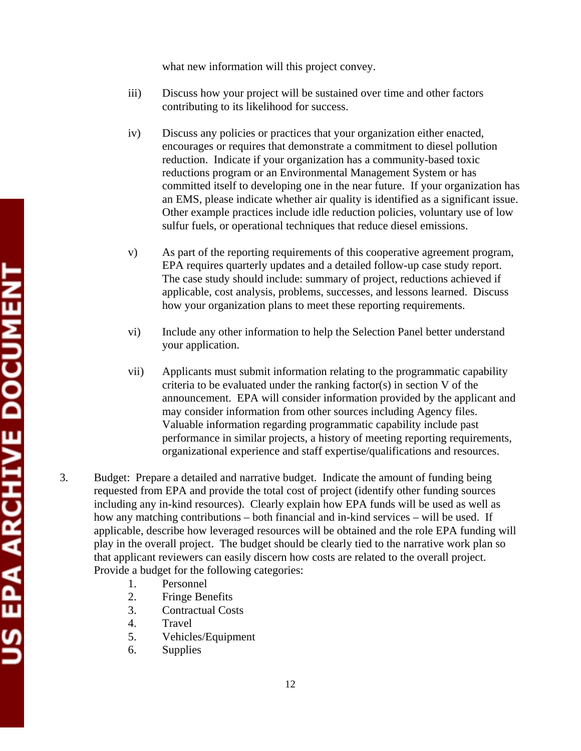what new information will this project convey.

iii) Discuss how your project will be sustained over time and other factors contributing to its likelihood for success.

iv) Discuss any policies or practices that your organization either enacted, encourages or requires that demonstrate a commitment to diesel pollution reduction. Indicate if your organization has a community-based toxic reductions program or an Environmental Management System or has committed itself to developing one in the near future. If your organization has an EMS, please indicate whether air quality is identified as a significant issue. Other example practices include idle reduction policies, voluntary use of low sulfur fuels, or operational techniques that reduce diesel emissions.

v) As part of the reporting requirements of this cooperative agreement program, EPA requires quarterly updates and a detailed follow-up case study report. The case study should include: summary of project, reductions achieved if applicable, cost analysis, problems, successes, and lessons learned. Discuss how your organization plans to meet these reporting requirements.

vi) Include any other information to help the Selection Panel better understand your application.

vii) Applicants must submit information relating to the programmatic capability criteria to be evaluated under the ranking factor(s) in section V of the announcement. EPA will consider information provided by the applicant and may consider information from other sources including Agency files. Valuable information regarding programmatic capability include past performance in similar projects, a history of meeting reporting requirements, organizational experience and staff expertise/qualifications and resources.

3. Budget: Prepare a detailed and narrative budget. Indicate the amount of funding being requested from EPA and provide the total cost of project (identify other funding sources including any in-kind resources). Clearly explain how EPA funds will be used as well as how any matching contributions – both financial and in-kind services – will be used. If applicable, describe how leveraged resources will be obtained and the role EPA funding will play in the overall project. The budget should be clearly tied to the narrative work plan so that applicant reviewers can easily discern how costs are related to the overall project. Provide a budget for the following categories:

   1. Personnel
   2. Fringe Benefits
   3. Contractual Costs
   4. Travel
   5. Vehicles/Equipment
   6. Supplies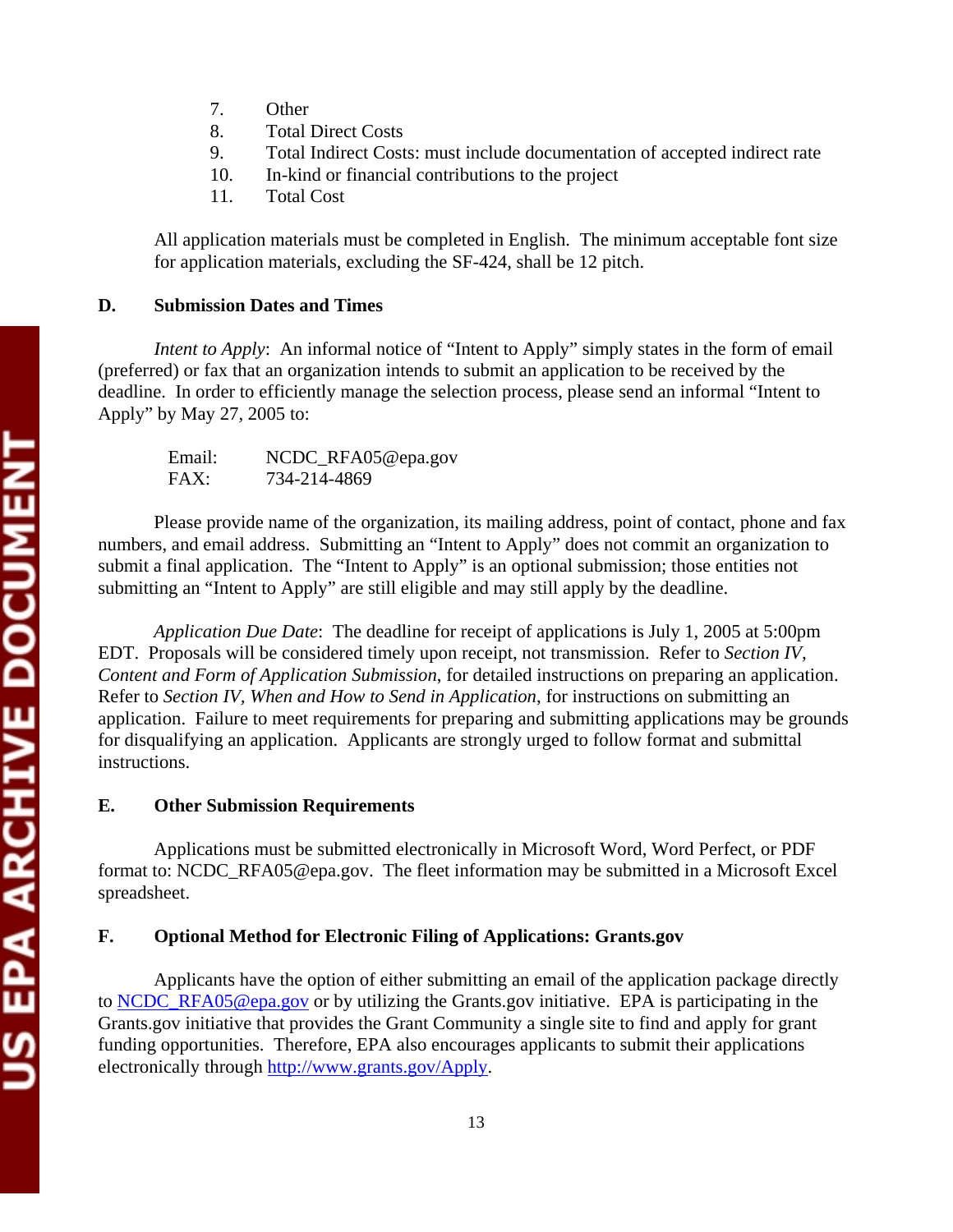7. Other
8. Total Direct Costs
9. Total Indirect Costs: must include documentation of accepted indirect rate
10. In-kind or financial contributions to the project
11. Total Cost

All application materials must be completed in English. The minimum acceptable font size for application materials, excluding the SF-424, shall be 12 pitch.

### D. Submission Dates and Times

*Intent to Apply*: An informal notice of "Intent to Apply" simply states in the form of email (preferred) or fax that an organization intends to submit an application to be received by the deadline. In order to efficiently manage the selection process, please send an informal "Intent to Apply" by May 27, 2005 to:

Email: NCDC_RFA05@epa.gov
FAX: 734-214-4869

Please provide name of the organization, its mailing address, point of contact, phone and fax numbers, and email address. Submitting an "Intent to Apply" does not commit an organization to submit a final application. The "Intent to Apply" is an optional submission; those entities not submitting an "Intent to Apply" are still eligible and may still apply by the deadline.

*Application Due Date*: The deadline for receipt of applications is July 1, 2005 at 5:00pm EDT. Proposals will be considered timely upon receipt, not transmission. Refer to *Section IV, Content and Form of Application Submission*, for detailed instructions on preparing an application. Refer to *Section IV, When and How to Send in Application*, for instructions on submitting an application. Failure to meet requirements for preparing and submitting applications may be grounds for disqualifying an application. Applicants are strongly urged to follow format and submittal instructions.

### E. Other Submission Requirements

Applications must be submitted electronically in Microsoft Word, Word Perfect, or PDF format to: NCDC_RFA05@epa.gov. The fleet information may be submitted in a Microsoft Excel spreadsheet.

### F. Optional Method for Electronic Filing of Applications: Grants.gov

Applicants have the option of either submitting an email of the application package directly to NCDC_RFA05@epa.gov or by utilizing the Grants.gov initiative. EPA is participating in the Grants.gov initiative that provides the Grant Community a single site to find and apply for grant funding opportunities. Therefore, EPA also encourages applicants to submit their applications electronically through http://www.grants.gov/Apply.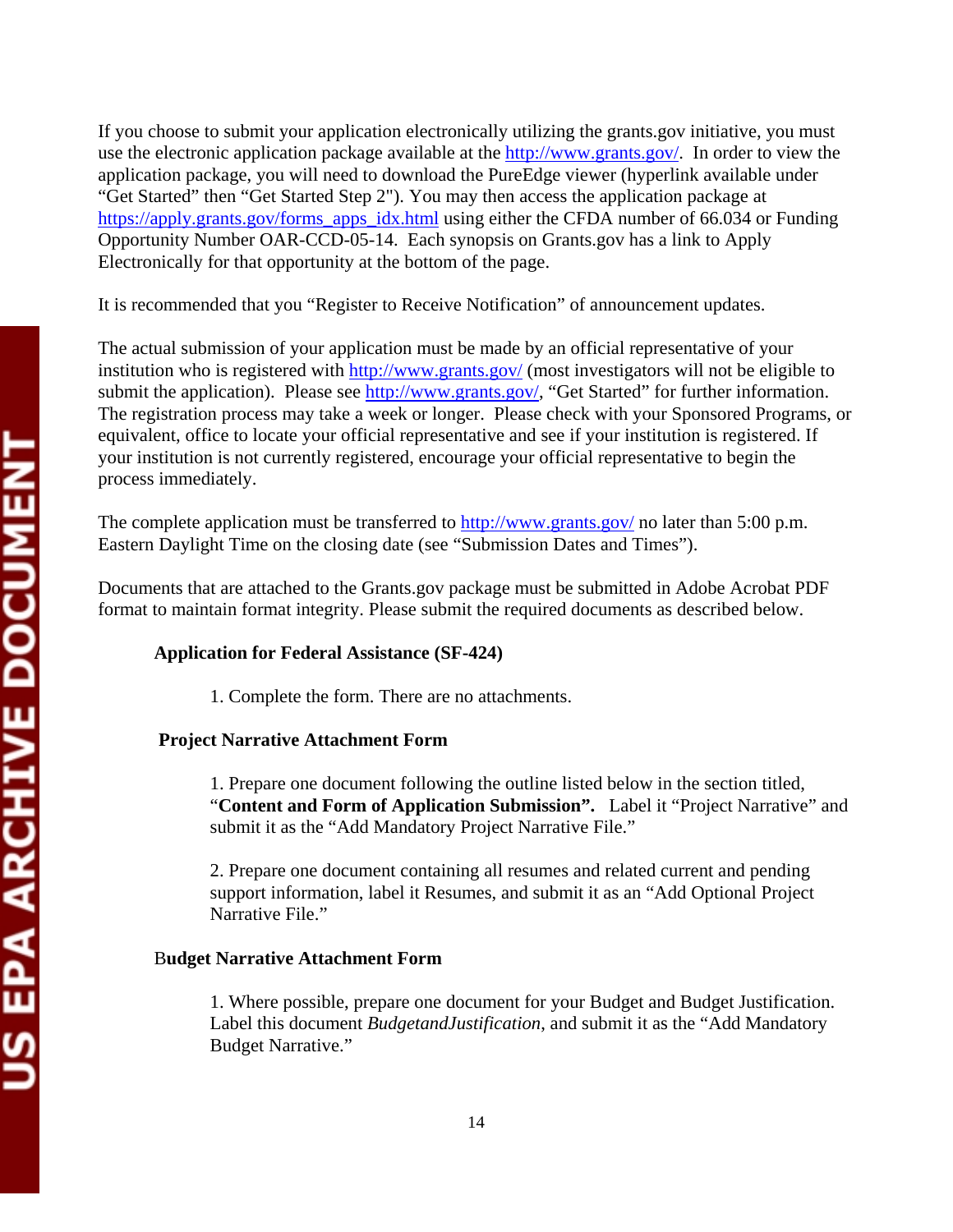If you choose to submit your application electronically utilizing the grants.gov initiative, you must use the electronic application package available at the http://www.grants.gov/. In order to view the application package, you will need to download the PureEdge viewer (hyperlink available under "Get Started" then "Get Started Step 2"). You may then access the application package at https://apply.grants.gov/forms_apps_idx.html using either the CFDA number of 66.034 or Funding Opportunity Number OAR-CCD-05-14. Each synopsis on Grants.gov has a link to Apply Electronically for that opportunity at the bottom of the page.

It is recommended that you "Register to Receive Notification" of announcement updates.

The actual submission of your application must be made by an official representative of your institution who is registered with http://www.grants.gov/ (most investigators will not be eligible to submit the application). Please see http://www.grants.gov/, "Get Started" for further information. The registration process may take a week or longer. Please check with your Sponsored Programs, or equivalent, office to locate your official representative and see if your institution is registered. If your institution is not currently registered, encourage your official representative to begin the process immediately.

The complete application must be transferred to http://www.grants.gov/ no later than 5:00 p.m. Eastern Daylight Time on the closing date (see "Submission Dates and Times").

Documents that are attached to the Grants.gov package must be submitted in Adobe Acrobat PDF format to maintain format integrity. Please submit the required documents as described below.

**Application for Federal Assistance (SF-424)**

1. Complete the form. There are no attachments.

**Project Narrative Attachment Form**

1. Prepare one document following the outline listed below in the section titled, "**Content and Form of Application Submission".** Label it "Project Narrative" and submit it as the "Add Mandatory Project Narrative File."

2. Prepare one document containing all resumes and related current and pending support information, label it Resumes, and submit it as an "Add Optional Project Narrative File."

**Budget Narrative Attachment Form**

1. Where possible, prepare one document for your Budget and Budget Justification. Label this document *BudgetandJustification*, and submit it as the "Add Mandatory Budget Narrative."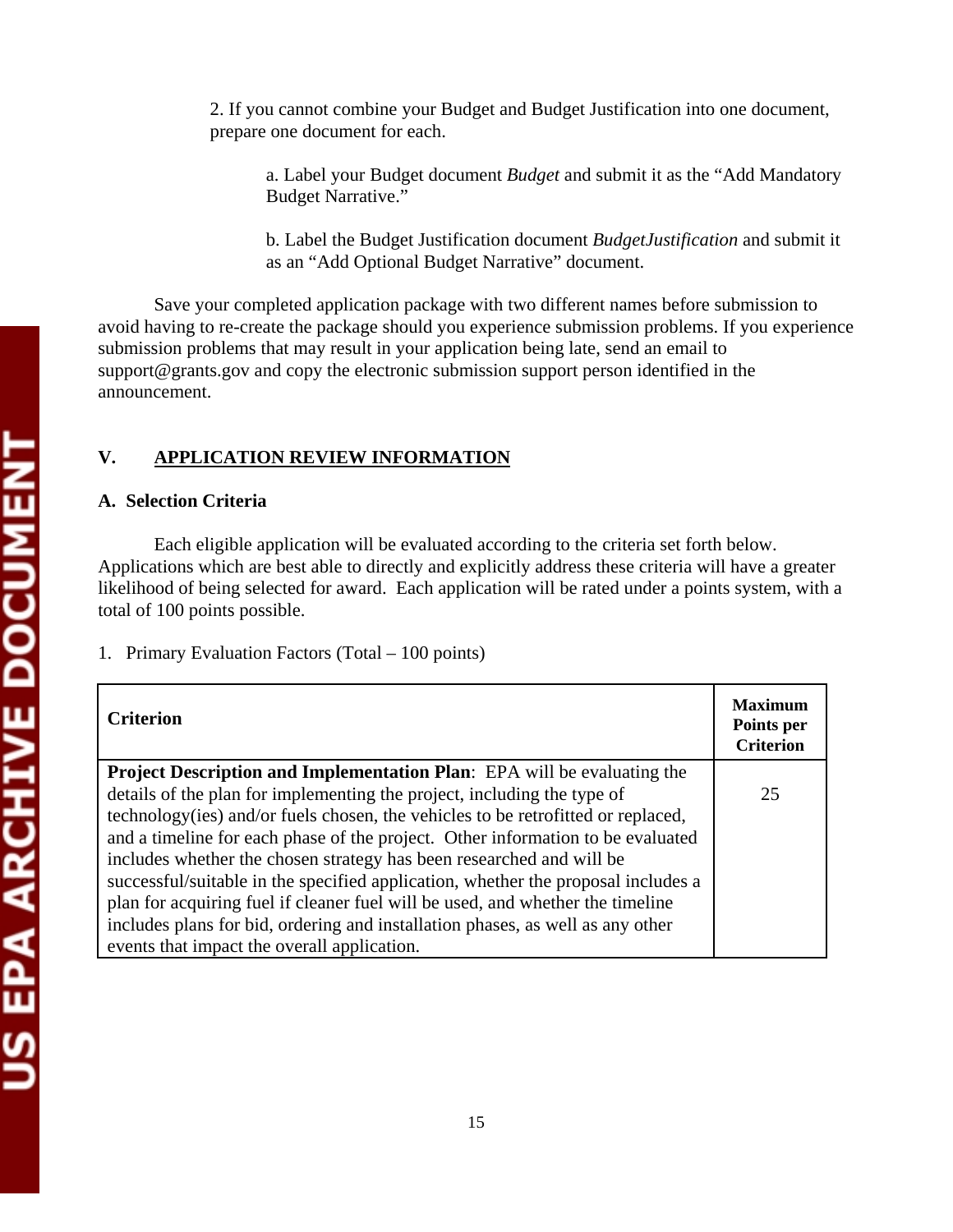2. If you cannot combine your Budget and Budget Justification into one document, prepare one document for each.

a. Label your Budget document *Budget* and submit it as the “Add Mandatory Budget Narrative.”

b. Label the Budget Justification document *BudgetJustification* and submit it as an “Add Optional Budget Narrative” document.

Save your completed application package with two different names before submission to avoid having to re-create the package should you experience submission problems. If you experience submission problems that may result in your application being late, send an email to support@grants.gov and copy the electronic submission support person identified in the announcement.

## V. APPLICATION REVIEW INFORMATION

### A. Selection Criteria

Each eligible application will be evaluated according to the criteria set forth below. Applications which are best able to directly and explicitly address these criteria will have a greater likelihood of being selected for award. Each application will be rated under a points system, with a total of 100 points possible.

1. Primary Evaluation Factors (Total – 100 points)

| **Criterion** | **Maximum Points per Criterion** |
|---|---|
| **Project Description and Implementation Plan**: EPA will be evaluating the details of the plan for implementing the project, including the type of technology(ies) and/or fuels chosen, the vehicles to be retrofitted or replaced, and a timeline for each phase of the project. Other information to be evaluated includes whether the chosen strategy has been researched and will be successful/suitable in the specified application, whether the proposal includes a plan for acquiring fuel if cleaner fuel will be used, and whether the timeline includes plans for bid, ordering and installation phases, as well as any other events that impact the overall application. | 25 |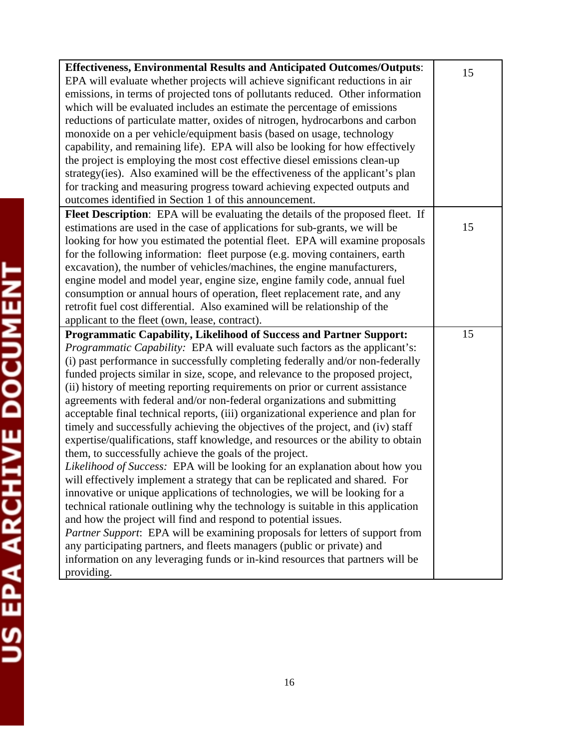| | |
|---|---|
| **Effectiveness, Environmental Results and Anticipated Outcomes/Outputs**: EPA will evaluate whether projects will achieve significant reductions in air emissions, in terms of projected tons of pollutants reduced. Other information which will be evaluated includes an estimate the percentage of emissions reductions of particulate matter, oxides of nitrogen, hydrocarbons and carbon monoxide on a per vehicle/equipment basis (based on usage, technology capability, and remaining life). EPA will also be looking for how effectively the project is employing the most cost effective diesel emissions clean-up strategy(ies). Also examined will be the effectiveness of the applicant's plan for tracking and measuring progress toward achieving expected outputs and outcomes identified in Section 1 of this announcement. | 15 |
| **Fleet Description**: EPA will be evaluating the details of the proposed fleet. If estimations are used in the case of applications for sub-grants, we will be looking for how you estimated the potential fleet. EPA will examine proposals for the following information: fleet purpose (e.g. moving containers, earth excavation), the number of vehicles/machines, the engine manufacturers, engine model and model year, engine size, engine family code, annual fuel consumption or annual hours of operation, fleet replacement rate, and any retrofit fuel cost differential. Also examined will be relationship of the applicant to the fleet (own, lease, contract). | 15 |
| **Programmatic Capability, Likelihood of Success and Partner Support:** *Programmatic Capability:* EPA will evaluate such factors as the applicant's: (i) past performance in successfully completing federally and/or non-federally funded projects similar in size, scope, and relevance to the proposed project, (ii) history of meeting reporting requirements on prior or current assistance agreements with federal and/or non-federal organizations and submitting acceptable final technical reports, (iii) organizational experience and plan for timely and successfully achieving the objectives of the project, and (iv) staff expertise/qualifications, staff knowledge, and resources or the ability to obtain them, to successfully achieve the goals of the project.<br>*Likelihood of Success:* EPA will be looking for an explanation about how you will effectively implement a strategy that can be replicated and shared. For innovative or unique applications of technologies, we will be looking for a technical rationale outlining why the technology is suitable in this application and how the project will find and respond to potential issues.<br>*Partner Support*: EPA will be examining proposals for letters of support from any participating partners, and fleets managers (public or private) and information on any leveraging funds or in-kind resources that partners will be providing. | 15 |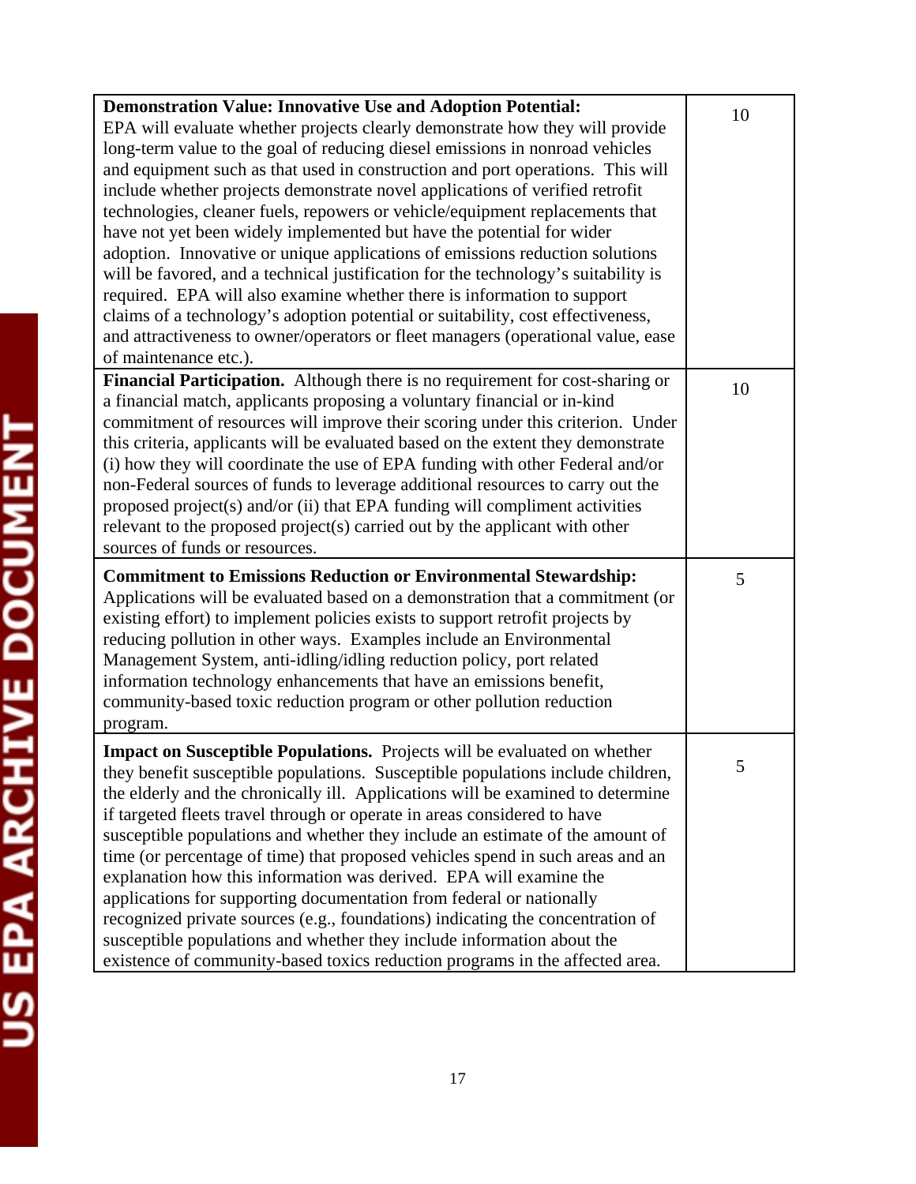| | |
|---|---|
| **Demonstration Value: Innovative Use and Adoption Potential:** EPA will evaluate whether projects clearly demonstrate how they will provide long-term value to the goal of reducing diesel emissions in nonroad vehicles and equipment such as that used in construction and port operations. This will include whether projects demonstrate novel applications of verified retrofit technologies, cleaner fuels, repowers or vehicle/equipment replacements that have not yet been widely implemented but have the potential for wider adoption. Innovative or unique applications of emissions reduction solutions will be favored, and a technical justification for the technology's suitability is required. EPA will also examine whether there is information to support claims of a technology's adoption potential or suitability, cost effectiveness, and attractiveness to owner/operators or fleet managers (operational value, ease of maintenance etc.). | 10 |
| **Financial Participation.** Although there is no requirement for cost-sharing or a financial match, applicants proposing a voluntary financial or in-kind commitment of resources will improve their scoring under this criterion. Under this criteria, applicants will be evaluated based on the extent they demonstrate (i) how they will coordinate the use of EPA funding with other Federal and/or non-Federal sources of funds to leverage additional resources to carry out the proposed project(s) and/or (ii) that EPA funding will compliment activities relevant to the proposed project(s) carried out by the applicant with other sources of funds or resources. | 10 |
| **Commitment to Emissions Reduction or Environmental Stewardship:** Applications will be evaluated based on a demonstration that a commitment (or existing effort) to implement policies exists to support retrofit projects by reducing pollution in other ways. Examples include an Environmental Management System, anti-idling/idling reduction policy, port related information technology enhancements that have an emissions benefit, community-based toxic reduction program or other pollution reduction program. | 5 |
| **Impact on Susceptible Populations.** Projects will be evaluated on whether they benefit susceptible populations. Susceptible populations include children, the elderly and the chronically ill. Applications will be examined to determine if targeted fleets travel through or operate in areas considered to have susceptible populations and whether they include an estimate of the amount of time (or percentage of time) that proposed vehicles spend in such areas and an explanation how this information was derived. EPA will examine the applications for supporting documentation from federal or nationally recognized private sources (e.g., foundations) indicating the concentration of susceptible populations and whether they include information about the existence of community-based toxics reduction programs in the affected area. | 5 |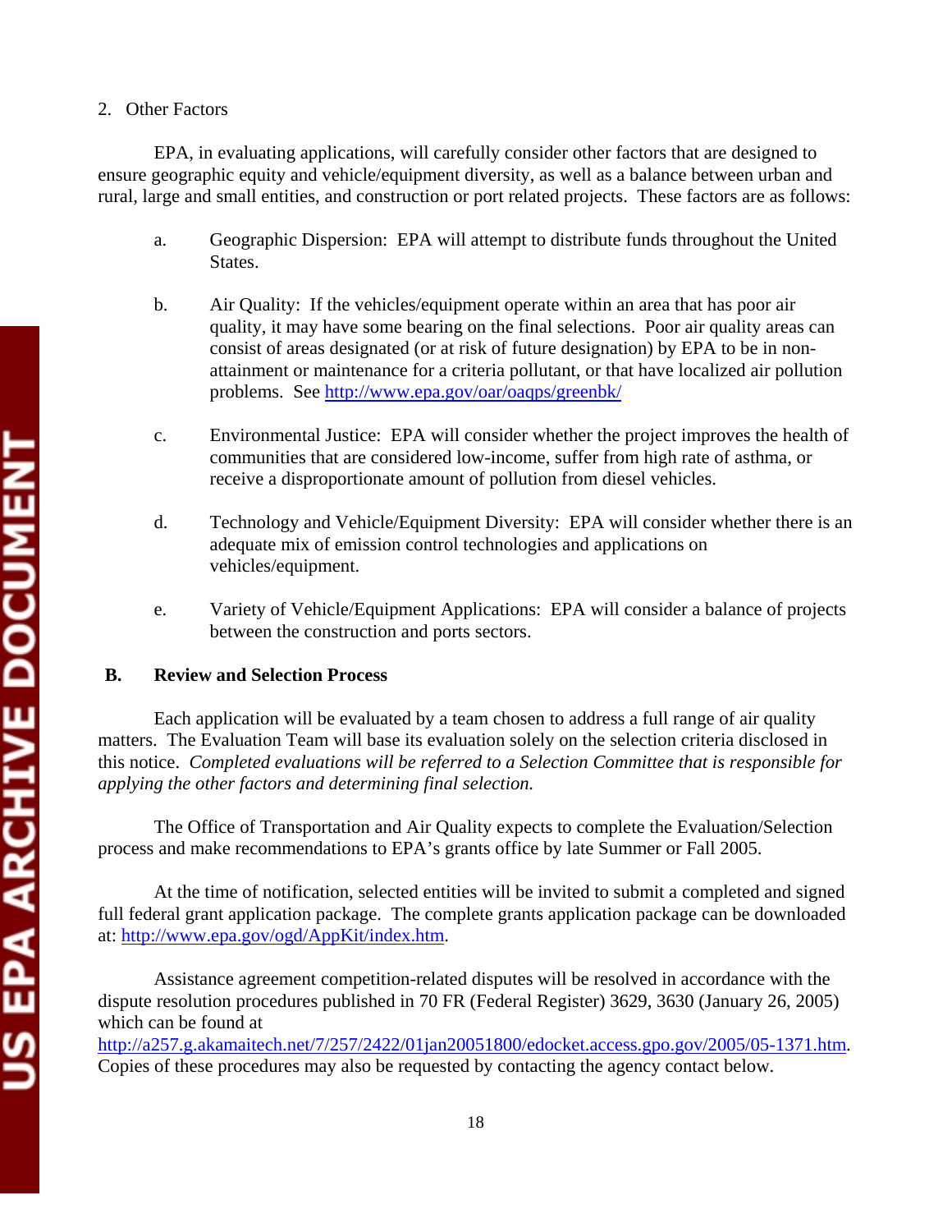2. Other Factors

EPA, in evaluating applications, will carefully consider other factors that are designed to ensure geographic equity and vehicle/equipment diversity, as well as a balance between urban and rural, large and small entities, and construction or port related projects. These factors are as follows:

a. Geographic Dispersion: EPA will attempt to distribute funds throughout the United States.

b. Air Quality: If the vehicles/equipment operate within an area that has poor air quality, it may have some bearing on the final selections. Poor air quality areas can consist of areas designated (or at risk of future designation) by EPA to be in non-attainment or maintenance for a criteria pollutant, or that have localized air pollution problems. See http://www.epa.gov/oar/oaqps/greenbk/

c. Environmental Justice: EPA will consider whether the project improves the health of communities that are considered low-income, suffer from high rate of asthma, or receive a disproportionate amount of pollution from diesel vehicles.

d. Technology and Vehicle/Equipment Diversity: EPA will consider whether there is an adequate mix of emission control technologies and applications on vehicles/equipment.

e. Variety of Vehicle/Equipment Applications: EPA will consider a balance of projects between the construction and ports sectors.

**B. Review and Selection Process**

Each application will be evaluated by a team chosen to address a full range of air quality matters. The Evaluation Team will base its evaluation solely on the selection criteria disclosed in this notice. *Completed evaluations will be referred to a Selection Committee that is responsible for applying the other factors and determining final selection.*

The Office of Transportation and Air Quality expects to complete the Evaluation/Selection process and make recommendations to EPA's grants office by late Summer or Fall 2005.

At the time of notification, selected entities will be invited to submit a completed and signed full federal grant application package. The complete grants application package can be downloaded at: http://www.epa.gov/ogd/AppKit/index.htm.

Assistance agreement competition-related disputes will be resolved in accordance with the dispute resolution procedures published in 70 FR (Federal Register) 3629, 3630 (January 26, 2005) which can be found at http://a257.g.akamaitech.net/7/257/2422/01jan20051800/edocket.access.gpo.gov/2005/05-1371.htm. Copies of these procedures may also be requested by contacting the agency contact below.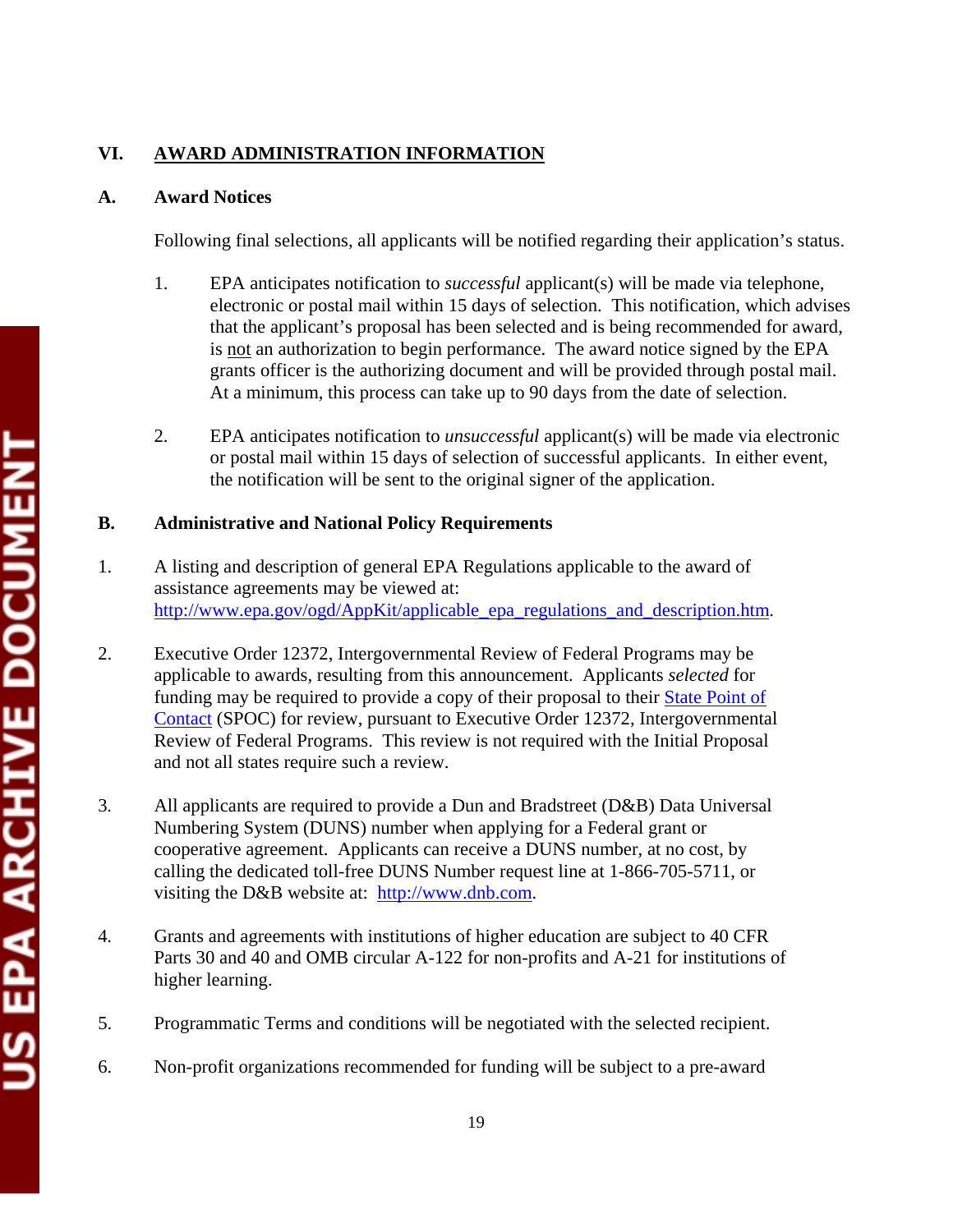## VI. AWARD ADMINISTRATION INFORMATION

### A. Award Notices

Following final selections, all applicants will be notified regarding their application's status.

1. EPA anticipates notification to *successful* applicant(s) will be made via telephone, electronic or postal mail within 15 days of selection. This notification, which advises that the applicant's proposal has been selected and is being recommended for award, is not an authorization to begin performance. The award notice signed by the EPA grants officer is the authorizing document and will be provided through postal mail. At a minimum, this process can take up to 90 days from the date of selection.

2. EPA anticipates notification to *unsuccessful* applicant(s) will be made via electronic or postal mail within 15 days of selection of successful applicants. In either event, the notification will be sent to the original signer of the application.

### B. Administrative and National Policy Requirements

1. A listing and description of general EPA Regulations applicable to the award of assistance agreements may be viewed at: http://www.epa.gov/ogd/AppKit/applicable_epa_regulations_and_description.htm.

2. Executive Order 12372, Intergovernmental Review of Federal Programs may be applicable to awards, resulting from this announcement. Applicants *selected* for funding may be required to provide a copy of their proposal to their State Point of Contact (SPOC) for review, pursuant to Executive Order 12372, Intergovernmental Review of Federal Programs. This review is not required with the Initial Proposal and not all states require such a review.

3. All applicants are required to provide a Dun and Bradstreet (D&B) Data Universal Numbering System (DUNS) number when applying for a Federal grant or cooperative agreement. Applicants can receive a DUNS number, at no cost, by calling the dedicated toll-free DUNS Number request line at 1-866-705-5711, or visiting the D&B website at: http://www.dnb.com.

4. Grants and agreements with institutions of higher education are subject to 40 CFR Parts 30 and 40 and OMB circular A-122 for non-profits and A-21 for institutions of higher learning.

5. Programmatic Terms and conditions will be negotiated with the selected recipient.

6. Non-profit organizations recommended for funding will be subject to a pre-award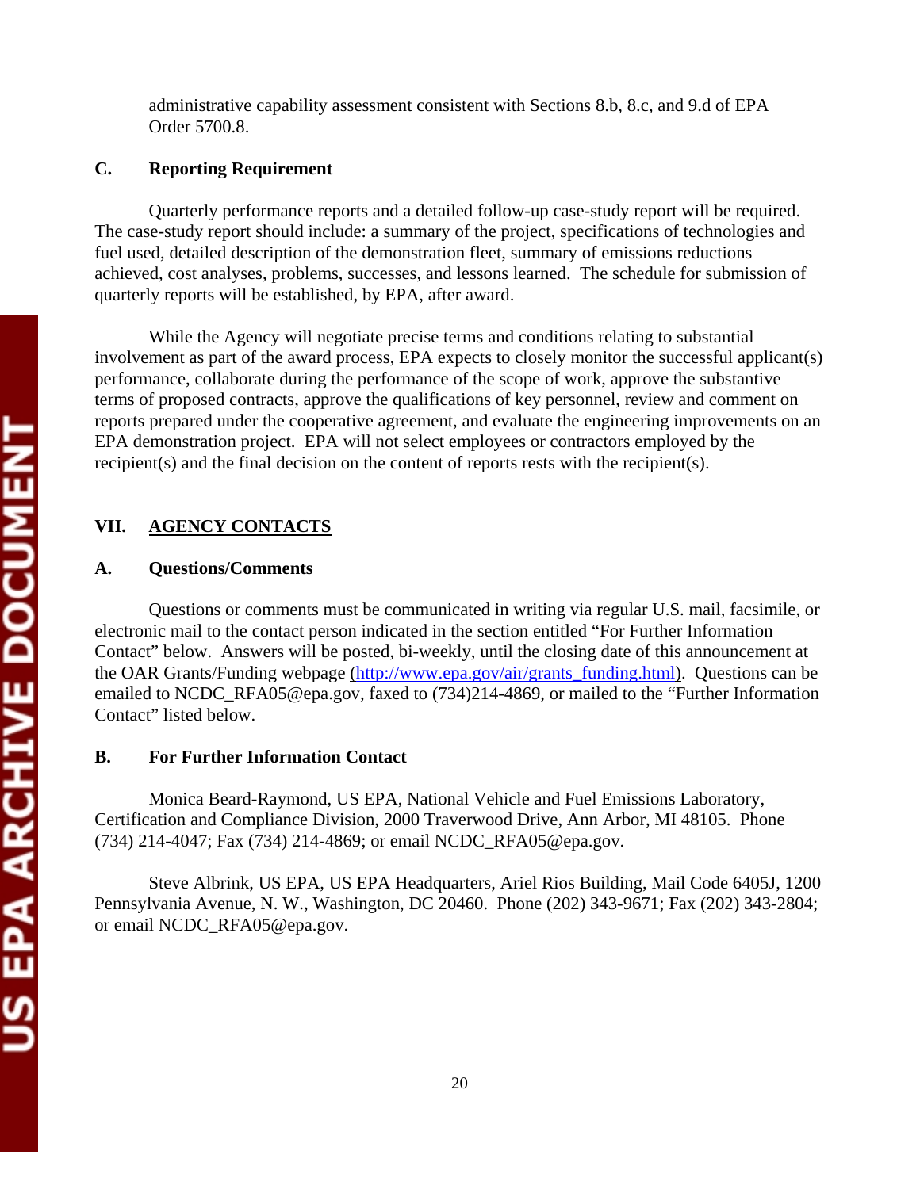administrative capability assessment consistent with Sections 8.b, 8.c, and 9.d of EPA Order 5700.8.

### C. Reporting Requirement

Quarterly performance reports and a detailed follow-up case-study report will be required. The case-study report should include: a summary of the project, specifications of technologies and fuel used, detailed description of the demonstration fleet, summary of emissions reductions achieved, cost analyses, problems, successes, and lessons learned. The schedule for submission of quarterly reports will be established, by EPA, after award.

While the Agency will negotiate precise terms and conditions relating to substantial involvement as part of the award process, EPA expects to closely monitor the successful applicant(s) performance, collaborate during the performance of the scope of work, approve the substantive terms of proposed contracts, approve the qualifications of key personnel, review and comment on reports prepared under the cooperative agreement, and evaluate the engineering improvements on an EPA demonstration project. EPA will not select employees or contractors employed by the recipient(s) and the final decision on the content of reports rests with the recipient(s).

## VII. AGENCY CONTACTS

### A. Questions/Comments

Questions or comments must be communicated in writing via regular U.S. mail, facsimile, or electronic mail to the contact person indicated in the section entitled "For Further Information Contact" below. Answers will be posted, bi-weekly, until the closing date of this announcement at the OAR Grants/Funding webpage (http://www.epa.gov/air/grants_funding.html). Questions can be emailed to NCDC_RFA05@epa.gov, faxed to (734)214-4869, or mailed to the "Further Information Contact" listed below.

### B. For Further Information Contact

Monica Beard-Raymond, US EPA, National Vehicle and Fuel Emissions Laboratory, Certification and Compliance Division, 2000 Traverwood Drive, Ann Arbor, MI 48105. Phone (734) 214-4047; Fax (734) 214-4869; or email NCDC_RFA05@epa.gov.

Steve Albrink, US EPA, US EPA Headquarters, Ariel Rios Building, Mail Code 6405J, 1200 Pennsylvania Avenue, N. W., Washington, DC 20460. Phone (202) 343-9671; Fax (202) 343-2804; or email NCDC_RFA05@epa.gov.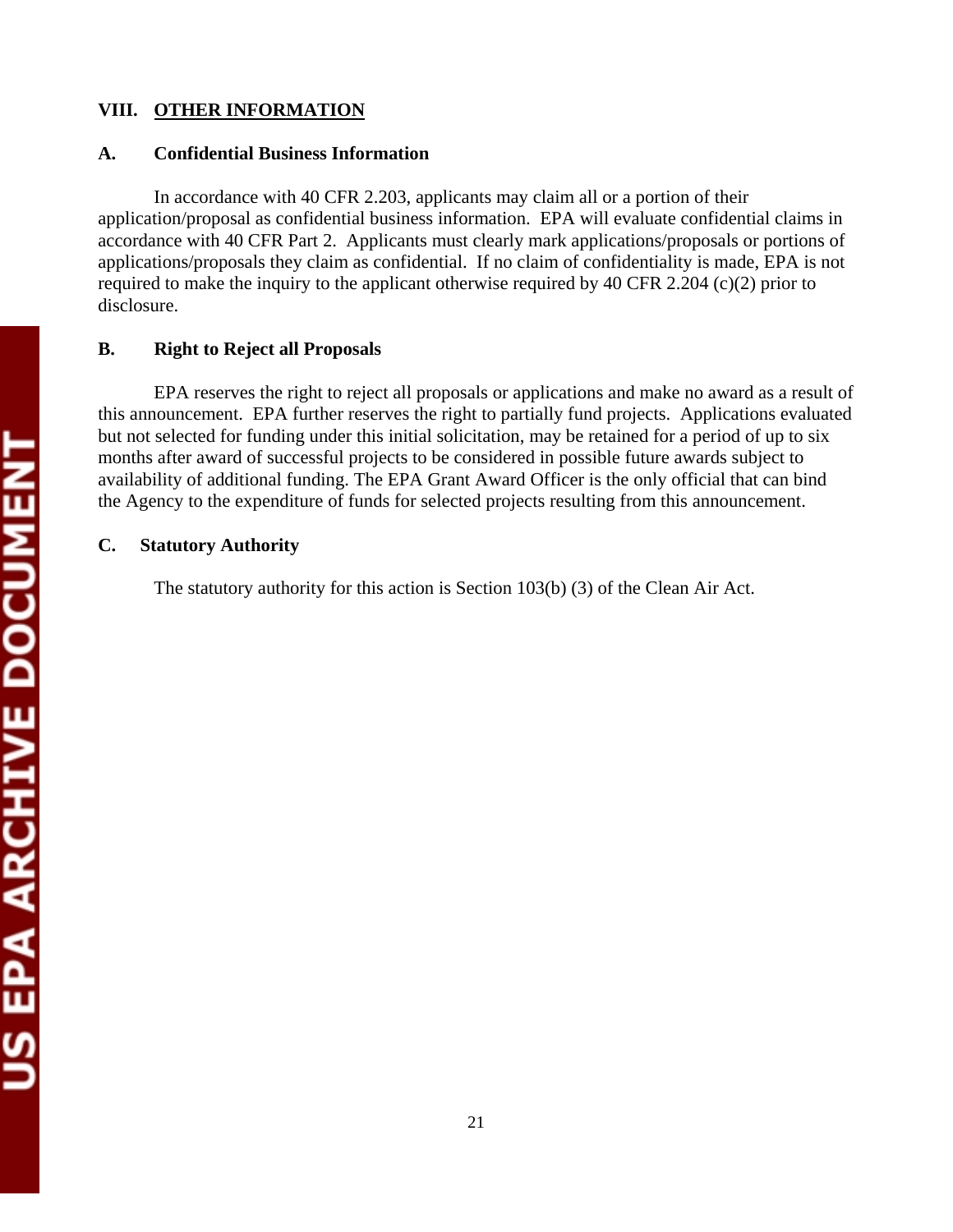## VIII. OTHER INFORMATION

### A. Confidential Business Information

In accordance with 40 CFR 2.203, applicants may claim all or a portion of their application/proposal as confidential business information. EPA will evaluate confidential claims in accordance with 40 CFR Part 2. Applicants must clearly mark applications/proposals or portions of applications/proposals they claim as confidential. If no claim of confidentiality is made, EPA is not required to make the inquiry to the applicant otherwise required by 40 CFR 2.204 (c)(2) prior to disclosure.

### B. Right to Reject all Proposals

EPA reserves the right to reject all proposals or applications and make no award as a result of this announcement. EPA further reserves the right to partially fund projects. Applications evaluated but not selected for funding under this initial solicitation, may be retained for a period of up to six months after award of successful projects to be considered in possible future awards subject to availability of additional funding. The EPA Grant Award Officer is the only official that can bind the Agency to the expenditure of funds for selected projects resulting from this announcement.

### C. Statutory Authority

The statutory authority for this action is Section 103(b) (3) of the Clean Air Act.